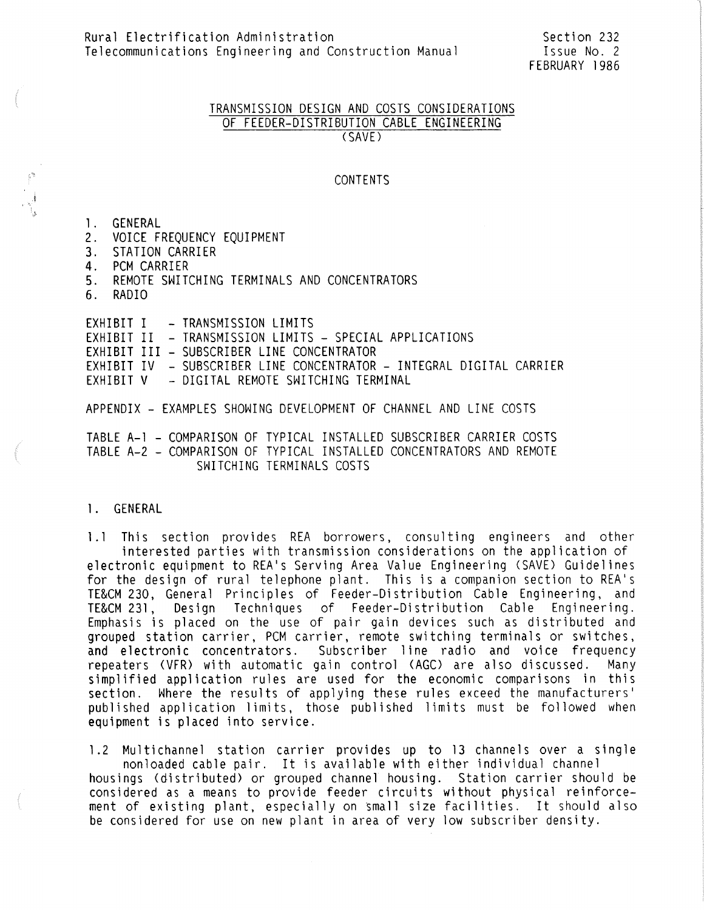Rural Electrification Administration
Telecommunications Engineering and Construction Manual

Section 232
Issue No. 2
FEBRUARY 1986

# TRANSMISSION DESIGN AND COSTS CONSIDERATIONS OF FEEDER-DISTRIBUTION CABLE ENGINEERING (SAVE)

## CONTENTS

1. GENERAL
2. VOICE FREQUENCY EQUIPMENT
3. STATION CARRIER
4. PCM CARRIER
5. REMOTE SWITCHING TERMINALS AND CONCENTRATORS
6. RADIO

EXHIBIT I - TRANSMISSION LIMITS
EXHIBIT II - TRANSMISSION LIMITS - SPECIAL APPLICATIONS
EXHIBIT III - SUBSCRIBER LINE CONCENTRATOR
EXHIBIT IV - SUBSCRIBER LINE CONCENTRATOR - INTEGRAL DIGITAL CARRIER
EXHIBIT V - DIGITAL REMOTE SWITCHING TERMINAL

APPENDIX - EXAMPLES SHOWING DEVELOPMENT OF CHANNEL AND LINE COSTS

TABLE A-1 - COMPARISON OF TYPICAL INSTALLED SUBSCRIBER CARRIER COSTS
TABLE A-2 - COMPARISON OF TYPICAL INSTALLED CONCENTRATORS AND REMOTE SWITCHING TERMINALS COSTS

## 1. GENERAL

1.1 This section provides REA borrowers, consulting engineers and other interested parties with transmission considerations on the application of electronic equipment to REA's Serving Area Value Engineering (SAVE) Guidelines for the design of rural telephone plant. This is a companion section to REA's TE&CM 230, General Principles of Feeder-Distribution Cable Engineering, and TE&CM 231, Design Techniques of Feeder-Distribution Cable Engineering. Emphasis is placed on the use of pair gain devices such as distributed and grouped station carrier, PCM carrier, remote switching terminals or switches, and electronic concentrators. Subscriber line radio and voice frequency repeaters (VFR) with automatic gain control (AGC) are also discussed. Many simplified application rules are used for the economic comparisons in this section. Where the results of applying these rules exceed the manufacturers' published application limits, those published limits must be followed when equipment is placed into service.

1.2 Multichannel station carrier provides up to 13 channels over a single nonloaded cable pair. It is available with either individual channel housings (distributed) or grouped channel housing. Station carrier should be considered as a means to provide feeder circuits without physical reinforcement of existing plant, especially on small size facilities. It should also be considered for use on new plant in area of very low subscriber density.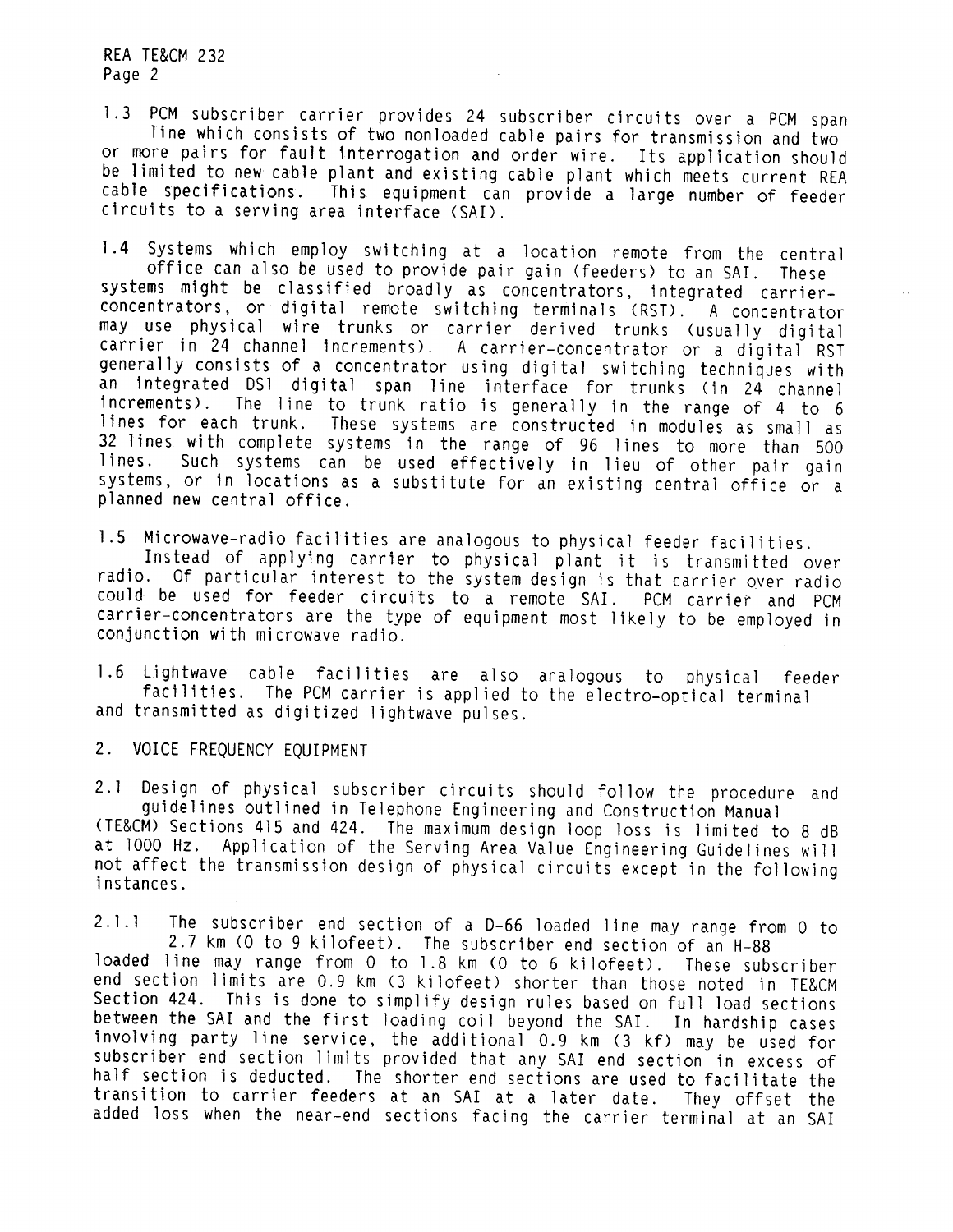1.3 PCM subscriber carrier provides 24 subscriber circuits over a PCM span line which consists of two nonloaded cable pairs for transmission and two or more pairs for fault interrogation and order wire. Its application should be limited to new cable plant and existing cable plant which meets current REA cable specifications. This equipment can provide a large number of feeder circuits to a serving area interface (SAI).

1.4 Systems which employ switching at a location remote from the central office can also be used to provide pair gain (feeders) to an SAI. These systems might be classified broadly as concentrators, integrated carrier-concentrators, or digital remote switching terminals (RST). A concentrator may use physical wire trunks or carrier derived trunks (usually digital carrier in 24 channel increments). A carrier-concentrator or a digital RST generally consists of a concentrator using digital switching techniques with an integrated DS1 digital span line interface for trunks (in 24 channel increments). The line to trunk ratio is generally in the range of 4 to 6 lines for each trunk. These systems are constructed in modules as small as 32 lines with complete systems in the range of 96 lines to more than 500 lines. Such systems can be used effectively in lieu of other pair gain systems, or in locations as a substitute for an existing central office or a planned new central office.

1.5 Microwave-radio facilities are analogous to physical feeder facilities. Instead of applying carrier to physical plant it is transmitted over radio. Of particular interest to the system design is that carrier over radio could be used for feeder circuits to a remote SAI. PCM carrier and PCM carrier-concentrators are the type of equipment most likely to be employed in conjunction with microwave radio.

1.6 Lightwave cable facilities are also analogous to physical feeder facilities. The PCM carrier is applied to the electro-optical terminal and transmitted as digitized lightwave pulses.

## 2. VOICE FREQUENCY EQUIPMENT

2.1 Design of physical subscriber circuits should follow the procedure and guidelines outlined in Telephone Engineering and Construction Manual (TE&CM) Sections 415 and 424. The maximum design loop loss is limited to 8 dB at 1000 Hz. Application of the Serving Area Value Engineering Guidelines will not affect the transmission design of physical circuits except in the following instances.

2.1.1 The subscriber end section of a D-66 loaded line may range from 0 to 2.7 km (0 to 9 kilofeet). The subscriber end section of an H-88 loaded line may range from 0 to 1.8 km (0 to 6 kilofeet). These subscriber end section limits are 0.9 km (3 kilofeet) shorter than those noted in TE&CM Section 424. This is done to simplify design rules based on full load sections between the SAI and the first loading coil beyond the SAI. In hardship cases involving party line service, the additional 0.9 km (3 kf) may be used for subscriber end section limits provided that any SAI end section in excess of half section is deducted. The shorter end sections are used to facilitate the transition to carrier feeders at an SAI at a later date. They offset the added loss when the near-end sections facing the carrier terminal at an SAI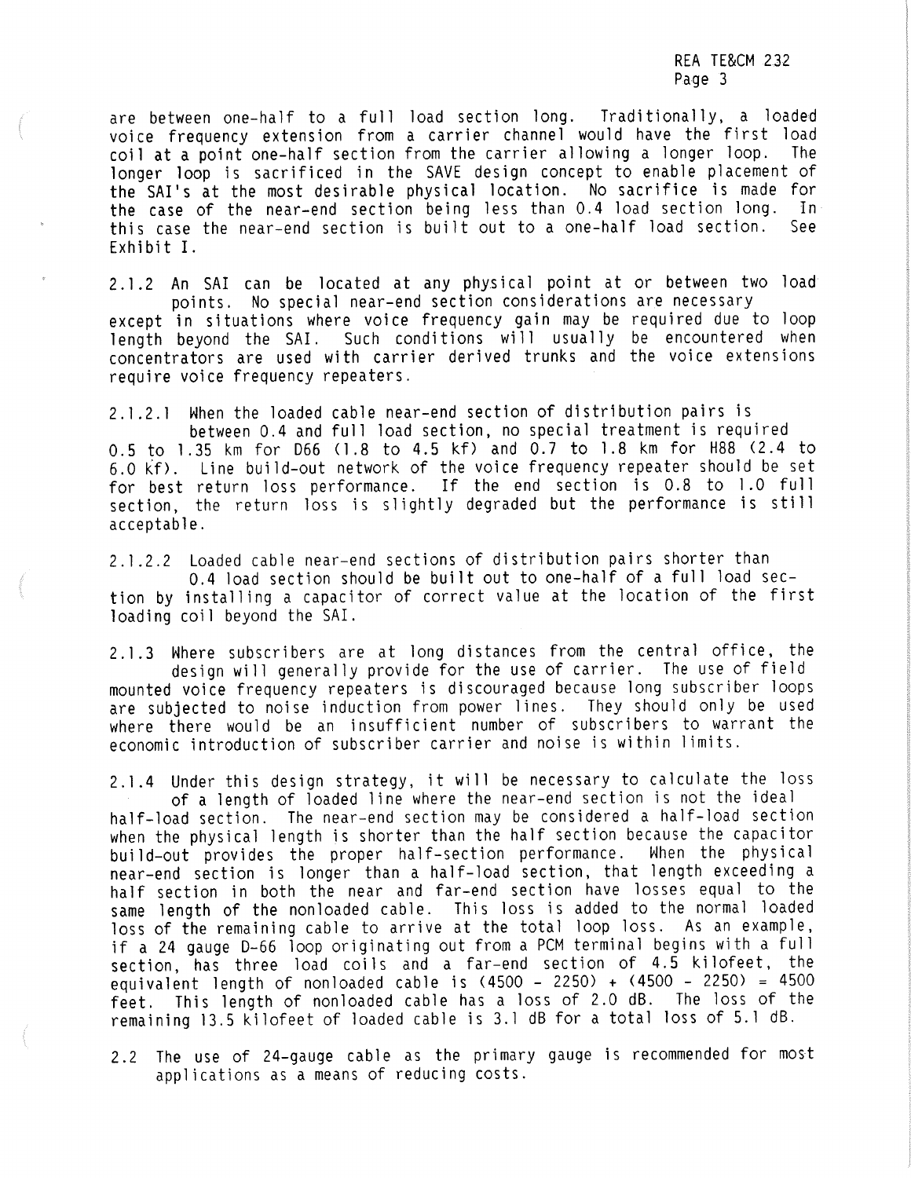are between one-half to a full load section long. Traditionally, a loaded voice frequency extension from a carrier channel would have the first load coil at a point one-half section from the carrier allowing a longer loop. The longer loop is sacrificed in the SAVE design concept to enable placement of the SAI's at the most desirable physical location. No sacrifice is made for the case of the near-end section being less than 0.4 load section long. In this case the near-end section is built out to a one-half load section. See Exhibit I.

2.1.2 An SAI can be located at any physical point at or between two load points. No special near-end section considerations are necessary except in situations where voice frequency gain may be required due to loop length beyond the SAI. Such conditions will usually be encountered when concentrators are used with carrier derived trunks and the voice extensions require voice frequency repeaters.

2.1.2.1 When the loaded cable near-end section of distribution pairs is between 0.4 and full load section, no special treatment is required 0.5 to 1.35 km for D66 (1.8 to 4.5 kf) and 0.7 to 1.8 km for H88 (2.4 to 6.0 kf). Line build-out network of the voice frequency repeater should be set for best return loss performance. If the end section is 0.8 to 1.0 full section, the return loss is slightly degraded but the performance is still acceptable.

2.1.2.2 Loaded cable near-end sections of distribution pairs shorter than 0.4 load section should be built out to one-half of a full load section by installing a capacitor of correct value at the location of the first loading coil beyond the SAI.

2.1.3 Where subscribers are at long distances from the central office, the design will generally provide for the use of carrier. The use of field mounted voice frequency repeaters is discouraged because long subscriber loops are subjected to noise induction from power lines. They should only be used where there would be an insufficient number of subscribers to warrant the economic introduction of subscriber carrier and noise is within limits.

2.1.4 Under this design strategy, it will be necessary to calculate the loss of a length of loaded line where the near-end section is not the ideal half-load section. The near-end section may be considered a half-load section when the physical length is shorter than the half section because the capacitor build-out provides the proper half-section performance. When the physical near-end section is longer than a half-load section, that length exceeding a half section in both the near and far-end section have losses equal to the same length of the nonloaded cable. This loss is added to the normal loaded loss of the remaining cable to arrive at the total loop loss. As an example, if a 24 gauge D-66 loop originating out from a PCM terminal begins with a full section, has three load coils and a far-end section of 4.5 kilofeet, the equivalent length of nonloaded cable is (4500 - 2250) + (4500 - 2250) = 4500 feet. This length of nonloaded cable has a loss of 2.0 dB. The loss of the remaining 13.5 kilofeet of loaded cable is 3.1 dB for a total loss of 5.1 dB.

2.2 The use of 24-gauge cable as the primary gauge is recommended for most applications as a means of reducing costs.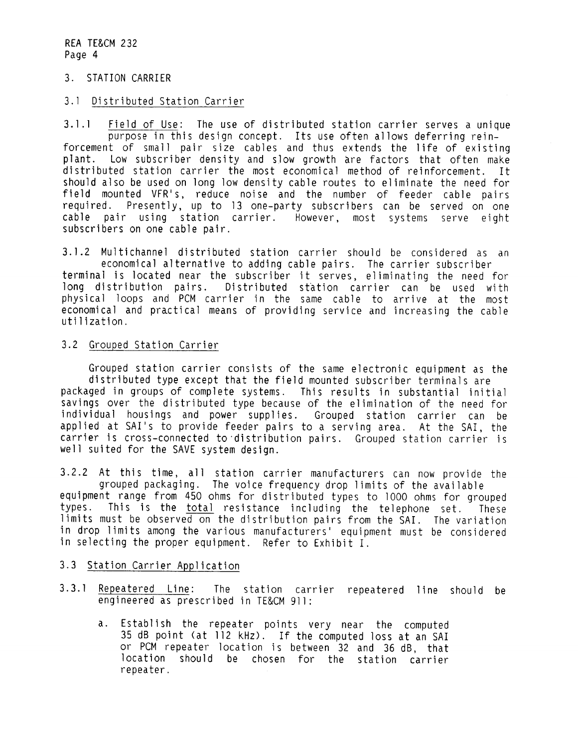## 3. STATION CARRIER

### 3.1 Distributed Station Carrier

3.1.1 Field of Use: The use of distributed station carrier serves a unique purpose in this design concept. Its use often allows deferring reinforcement of small pair size cables and thus extends the life of existing plant. Low subscriber density and slow growth are factors that often make distributed station carrier the most economical method of reinforcement. It should also be used on long low density cable routes to eliminate the need for field mounted VFR's, reduce noise and the number of feeder cable pairs required. Presently, up to 13 one-party subscribers can be served on one cable pair using station carrier. However, most systems serve eight subscribers on one cable pair.

3.1.2 Multichannel distributed station carrier should be considered as an economical alternative to adding cable pairs. The carrier subscriber terminal is located near the subscriber it serves, eliminating the need for long distribution pairs. Distributed station carrier can be used with physical loops and PCM carrier in the same cable to arrive at the most economical and practical means of providing service and increasing the cable utilization.

### 3.2 Grouped Station Carrier

Grouped station carrier consists of the same electronic equipment as the distributed type except that the field mounted subscriber terminals are packaged in groups of complete systems. This results in substantial initial savings over the distributed type because of the elimination of the need for individual housings and power supplies. Grouped station carrier can be applied at SAI's to provide feeder pairs to a serving area. At the SAI, the carrier is cross-connected to distribution pairs. Grouped station carrier is well suited for the SAVE system design.

3.2.2 At this time, all station carrier manufacturers can now provide the grouped packaging. The voice frequency drop limits of the available equipment range from 450 ohms for distributed types to 1000 ohms for grouped types. This is the total resistance including the telephone set. These limits must be observed on the distribution pairs from the SAI. The variation in drop limits among the various manufacturers' equipment must be considered in selecting the proper equipment. Refer to Exhibit I.

### 3.3 Station Carrier Application

3.3.1 Repeatered Line: The station carrier repeatered line should be engineered as prescribed in TE&CM 911:

a. Establish the repeater points very near the computed 35 dB point (at 112 kHz). If the computed loss at an SAI or PCM repeater location is between 32 and 36 dB, that location should be chosen for the station carrier repeater.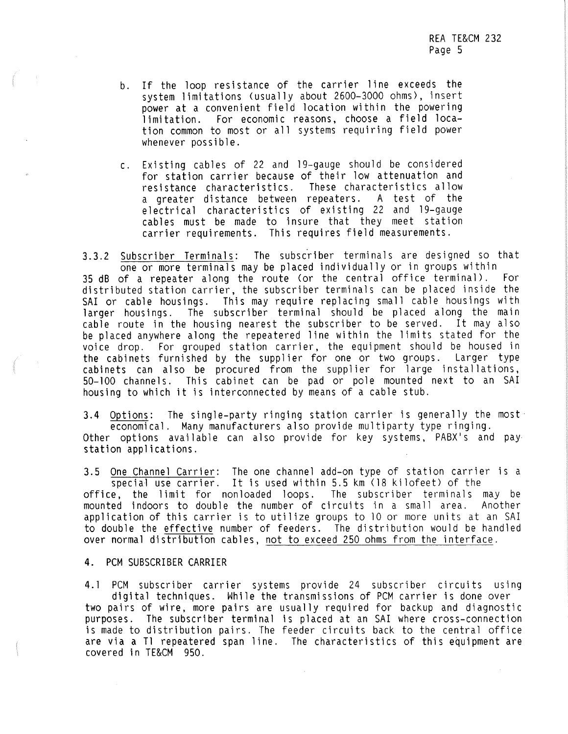b. If the loop resistance of the carrier line exceeds the system limitations (usually about 2600-3000 ohms), insert power at a convenient field location within the powering limitation. For economic reasons, choose a field location common to most or all systems requiring field power whenever possible.

c. Existing cables of 22 and 19-gauge should be considered for station carrier because of their low attenuation and resistance characteristics. These characteristics allow a greater distance between repeaters. A test of the electrical characteristics of existing 22 and 19-gauge cables must be made to insure that they meet station carrier requirements. This requires field measurements.

3.3.2 <u>Subscriber Terminals</u>: The subscriber terminals are designed so that one or more terminals may be placed individually or in groups within 35 dB of a repeater along the route (or the central office terminal). For distributed station carrier, the subscriber terminals can be placed inside the SAI or cable housings. This may require replacing small cable housings with larger housings. The subscriber terminal should be placed along the main cable route in the housing nearest the subscriber to be served. It may also be placed anywhere along the repeatered line within the limits stated for the voice drop. For grouped station carrier, the equipment should be housed in the cabinets furnished by the supplier for one or two groups. Larger type cabinets can also be procured from the supplier for large installations, 50-100 channels. This cabinet can be pad or pole mounted next to an SAI housing to which it is interconnected by means of a cable stub.

3.4 <u>Options</u>: The single-party ringing station carrier is generally the most economical. Many manufacturers also provide multiparty type ringing. Other options available can also provide for key systems, PABX's and pay station applications.

3.5 <u>One Channel Carrier</u>: The one channel add-on type of station carrier is a special use carrier. It is used within 5.5 km (18 kilofeet) of the office, the limit for nonloaded loops. The subscriber terminals may be mounted indoors to double the number of circuits in a small area. Another application of this carrier is to utilize groups to 10 or more units at an SAI to double the <u>effective</u> number of feeders. The distribution would be handled over normal distribution cables, <u>not to exceed 250 ohms from the interface</u>.

## 4. PCM SUBSCRIBER CARRIER

4.1 PCM subscriber carrier systems provide 24 subscriber circuits using digital techniques. While the transmissions of PCM carrier is done over two pairs of wire, more pairs are usually required for backup and diagnostic purposes. The subscriber terminal is placed at an SAI where cross-connection is made to distribution pairs. The feeder circuits back to the central office are via a T1 repeatered span line. The characteristics of this equipment are covered in TE&CM 950.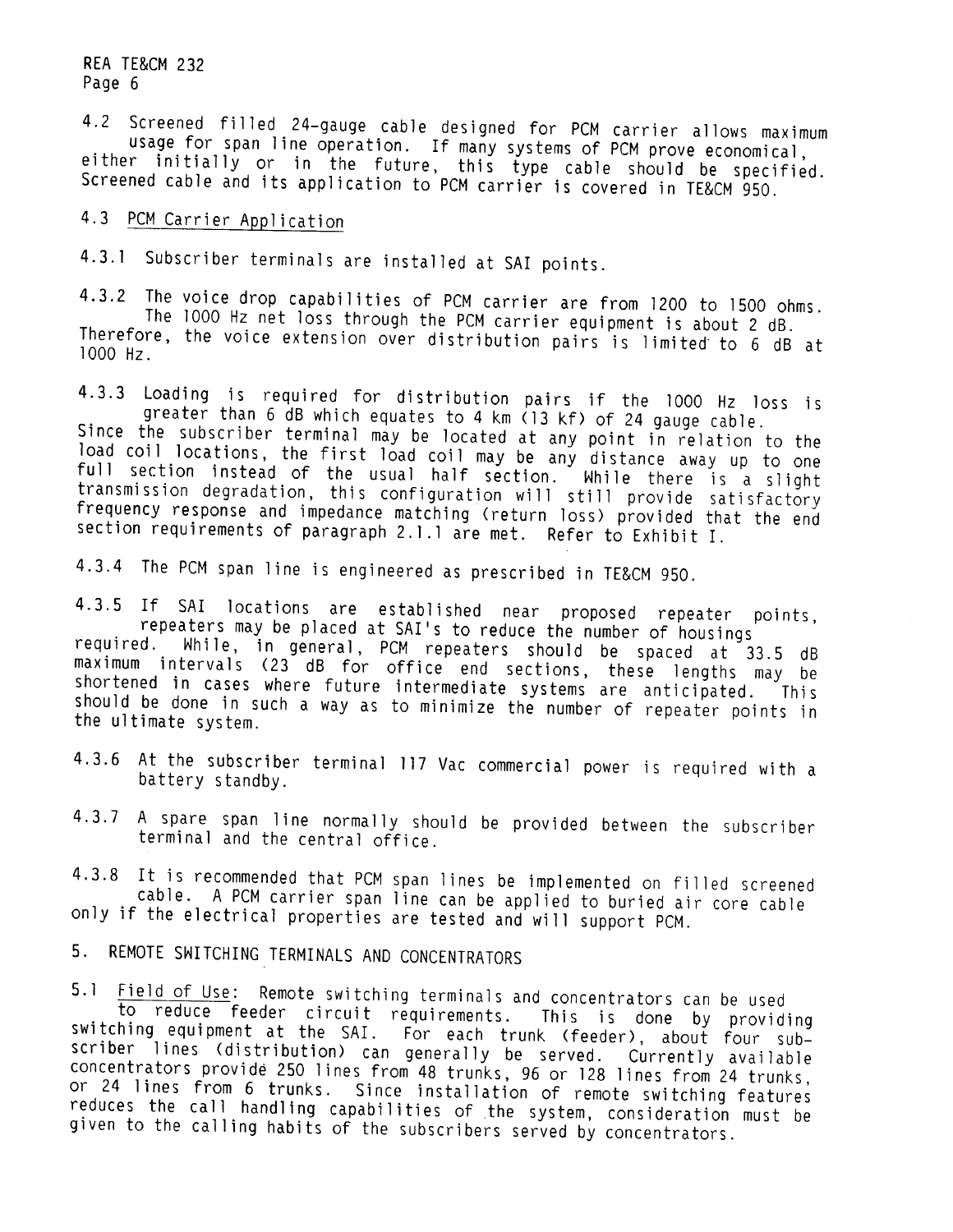4.2 Screened filled 24-gauge cable designed for PCM carrier allows maximum usage for span line operation. If many systems of PCM prove economical, either initially or in the future, this type cable should be specified. Screened cable and its application to PCM carrier is covered in TE&CM 950.

4.3 PCM Carrier Application

4.3.1 Subscriber terminals are installed at SAI points.

4.3.2 The voice drop capabilities of PCM carrier are from 1200 to 1500 ohms. The 1000 Hz net loss through the PCM carrier equipment is about 2 dB. Therefore, the voice extension over distribution pairs is limited to 6 dB at 1000 Hz.

4.3.3 Loading is required for distribution pairs if the 1000 Hz loss is greater than 6 dB which equates to 4 km (13 kf) of 24 gauge cable. Since the subscriber terminal may be located at any point in relation to the load coil locations, the first load coil may be any distance away up to one full section instead of the usual half section. While there is a slight transmission degradation, this configuration will still provide satisfactory frequency response and impedance matching (return loss) provided that the end section requirements of paragraph 2.1.1 are met. Refer to Exhibit I.

4.3.4 The PCM span line is engineered as prescribed in TE&CM 950.

4.3.5 If SAI locations are established near proposed repeater points, repeaters may be placed at SAI's to reduce the number of housings required. While, in general, PCM repeaters should be spaced at 33.5 dB maximum intervals (23 dB for office end sections, these lengths may be shortened in cases where future intermediate systems are anticipated. This should be done in such a way as to minimize the number of repeater points in the ultimate system.

4.3.6 At the subscriber terminal 117 Vac commercial power is required with a battery standby.

4.3.7 A spare span line normally should be provided between the subscriber terminal and the central office.

4.3.8 It is recommended that PCM span lines be implemented on filled screened cable. A PCM carrier span line can be applied to buried air core cable only if the electrical properties are tested and will support PCM.

## 5. REMOTE SWITCHING TERMINALS AND CONCENTRATORS

5.1 Field of Use: Remote switching terminals and concentrators can be used to reduce feeder circuit requirements. This is done by providing switching equipment at the SAI. For each trunk (feeder), about four subscriber lines (distribution) can generally be served. Currently available concentrators provide 250 lines from 48 trunks, 96 or 128 lines from 24 trunks, or 24 lines from 6 trunks. Since installation of remote switching features reduces the call handling capabilities of the system, consideration must be given to the calling habits of the subscribers served by concentrators.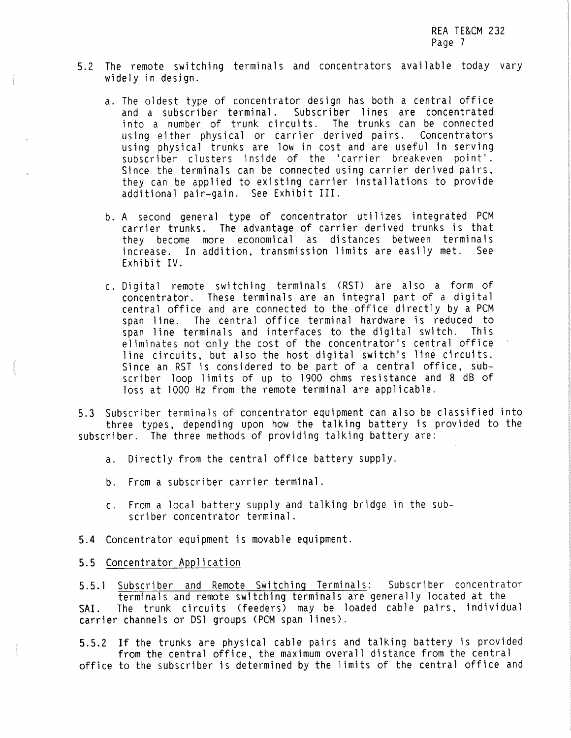5.2 The remote switching terminals and concentrators available today vary widely in design.

   a. The oldest type of concentrator design has both a central office and a subscriber terminal. Subscriber lines are concentrated into a number of trunk circuits. The trunks can be connected using either physical or carrier derived pairs. Concentrators using physical trunks are low in cost and are useful in serving subscriber clusters inside of the 'carrier breakeven point'. Since the terminals can be connected using carrier derived pairs, they can be applied to existing carrier installations to provide additional pair-gain. See Exhibit III.

   b. A second general type of concentrator utilizes integrated PCM carrier trunks. The advantage of carrier derived trunks is that they become more economical as distances between terminals increase. In addition, transmission limits are easily met. See Exhibit IV.

   c. Digital remote switching terminals (RST) are also a form of concentrator. These terminals are an integral part of a digital central office and are connected to the office directly by a PCM span line. The central office terminal hardware is reduced to span line terminals and interfaces to the digital switch. This eliminates not only the cost of the concentrator's central office line circuits, but also the host digital switch's line circuits. Since an RST is considered to be part of a central office, subscriber loop limits of up to 1900 ohms resistance and 8 dB of loss at 1000 Hz from the remote terminal are applicable.

5.3 Subscriber terminals of concentrator equipment can also be classified into three types, depending upon how the talking battery is provided to the subscriber. The three methods of providing talking battery are:

   a. Directly from the central office battery supply.

   b. From a subscriber carrier terminal.

   c. From a local battery supply and talking bridge in the subscriber concentrator terminal.

5.4 Concentrator equipment is movable equipment.

5.5 Concentrator Application

5.5.1 Subscriber and Remote Switching Terminals: Subscriber concentrator terminals and remote switching terminals are generally located at the SAI. The trunk circuits (feeders) may be loaded cable pairs, individual carrier channels or DS1 groups (PCM span lines).

5.5.2 If the trunks are physical cable pairs and talking battery is provided from the central office, the maximum overall distance from the central office to the subscriber is determined by the limits of the central office and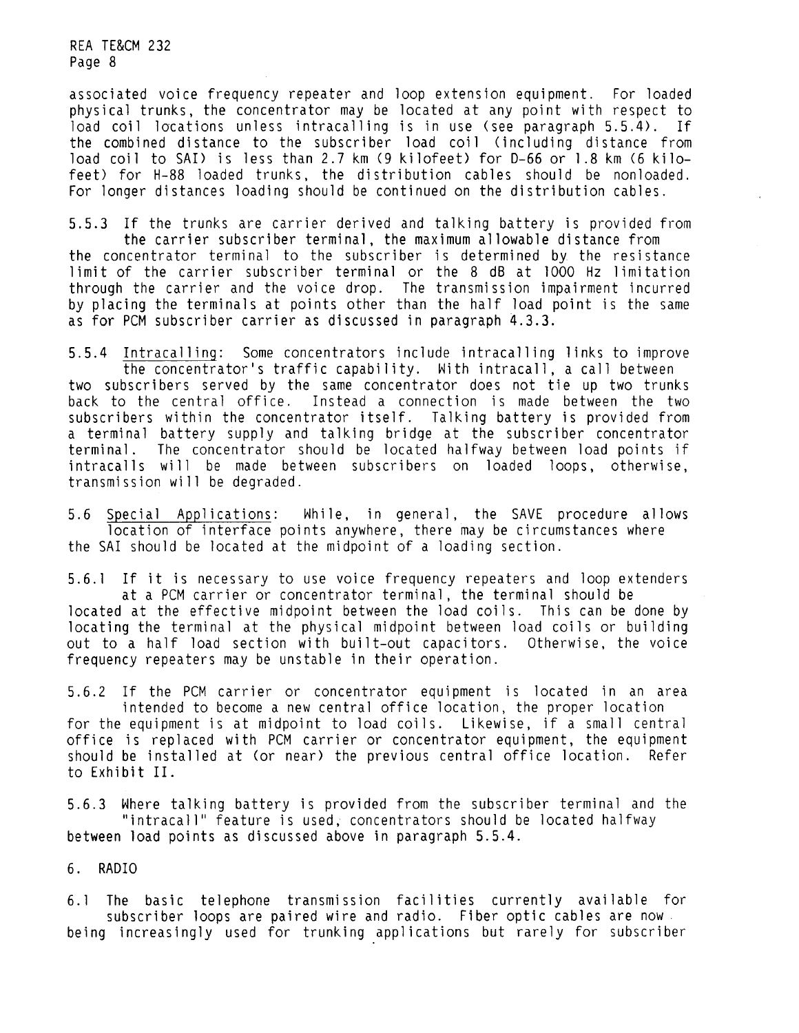associated voice frequency repeater and loop extension equipment. For loaded physical trunks, the concentrator may be located at any point with respect to load coil locations unless intracalling is in use (see paragraph 5.5.4). If the combined distance to the subscriber load coil (including distance from load coil to SAI) is less than 2.7 km (9 kilofeet) for D-66 or 1.8 km (6 kilofeet) for H-88 loaded trunks, the distribution cables should be nonloaded. For longer distances loading should be continued on the distribution cables.

5.5.3 If the trunks are carrier derived and talking battery is provided from the carrier subscriber terminal, the maximum allowable distance from the concentrator terminal to the subscriber is determined by the resistance limit of the carrier subscriber terminal or the 8 dB at 1000 Hz limitation through the carrier and the voice drop. The transmission impairment incurred by placing the terminals at points other than the half load point is the same as for PCM subscriber carrier as discussed in paragraph 4.3.3.

5.5.4 Intracalling: Some concentrators include intracalling links to improve the concentrator's traffic capability. With intracall, a call between two subscribers served by the same concentrator does not tie up two trunks back to the central office. Instead a connection is made between the two subscribers within the concentrator itself. Talking battery is provided from a terminal battery supply and talking bridge at the subscriber concentrator terminal. The concentrator should be located halfway between load points if intracalls will be made between subscribers on loaded loops, otherwise, transmission will be degraded.

5.6 Special Applications: While, in general, the SAVE procedure allows location of interface points anywhere, there may be circumstances where the SAI should be located at the midpoint of a loading section.

5.6.1 If it is necessary to use voice frequency repeaters and loop extenders at a PCM carrier or concentrator terminal, the terminal should be located at the effective midpoint between the load coils. This can be done by locating the terminal at the physical midpoint between load coils or building out to a half load section with built-out capacitors. Otherwise, the voice frequency repeaters may be unstable in their operation.

5.6.2 If the PCM carrier or concentrator equipment is located in an area intended to become a new central office location, the proper location for the equipment is at midpoint to load coils. Likewise, if a small central office is replaced with PCM carrier or concentrator equipment, the equipment should be installed at (or near) the previous central office location. Refer to Exhibit II.

5.6.3 Where talking battery is provided from the subscriber terminal and the "intracall" feature is used, concentrators should be located halfway between load points as discussed above in paragraph 5.5.4.

## 6. RADIO

6.1 The basic telephone transmission facilities currently available for subscriber loops are paired wire and radio. Fiber optic cables are now being increasingly used for trunking applications but rarely for subscriber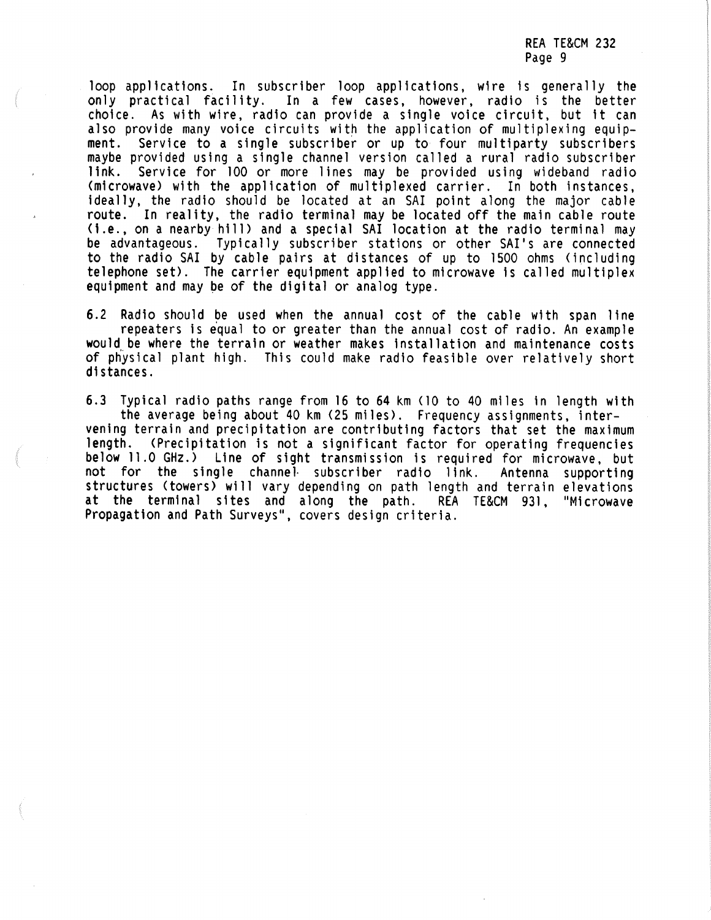loop applications. In subscriber loop applications, wire is generally the only practical facility. In a few cases, however, radio is the better choice. As with wire, radio can provide a single voice circuit, but it can also provide many voice circuits with the application of multiplexing equipment. Service to a single subscriber or up to four multiparty subscribers maybe provided using a single channel version called a rural radio subscriber link. Service for 100 or more lines may be provided using wideband radio (microwave) with the application of multiplexed carrier. In both instances, ideally, the radio should be located at an SAI point along the major cable route. In reality, the radio terminal may be located off the main cable route (i.e., on a nearby hill) and a special SAI location at the radio terminal may be advantageous. Typically subscriber stations or other SAI's are connected to the radio SAI by cable pairs at distances of up to 1500 ohms (including telephone set). The carrier equipment applied to microwave is called multiplex equipment and may be of the digital or analog type.

6.2 Radio should be used when the annual cost of the cable with span line repeaters is equal to or greater than the annual cost of radio. An example would be where the terrain or weather makes installation and maintenance costs of physical plant high. This could make radio feasible over relatively short distances.

6.3 Typical radio paths range from 16 to 64 km (10 to 40 miles in length with the average being about 40 km (25 miles). Frequency assignments, intervening terrain and precipitation are contributing factors that set the maximum length. (Precipitation is not a significant factor for operating frequencies below 11.0 GHz.) Line of sight transmission is required for microwave, but not for the single channel subscriber radio link. Antenna supporting structures (towers) will vary depending on path length and terrain elevations at the terminal sites and along the path. REA TE&CM 931, "Microwave Propagation and Path Surveys", covers design criteria.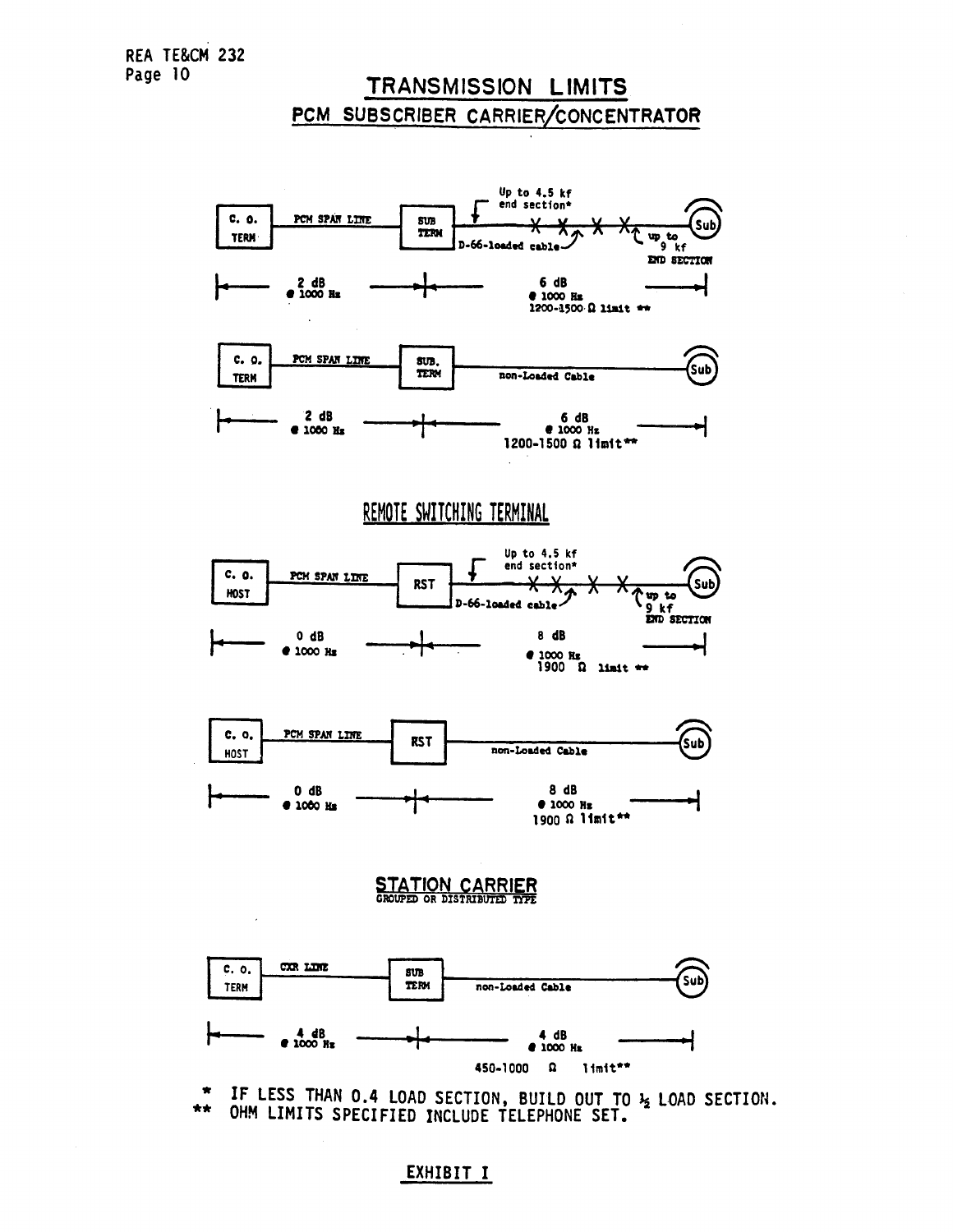# TRANSMISSION LIMITS

## PCM SUBSCRIBER CARRIER/CONCENTRATOR

C. O. TERM — PCM SPAN LINE — SUB TERM — D-66-loaded cable — Sub

Up to 4.5 kf end section*

up to 9 kf END SECTION

| C. O. TERM to SUB TERM | SUB TERM to Sub |
|---|---|
| 2 dB @ 1000 Hz | 6 dB @ 1000 Hz 1200-1500 Ω limit ** |

C. O. TERM — PCM SPAN LINE — SUB. TERM — non-Loaded Cable — Sub

| C. O. TERM to SUB. TERM | SUB. TERM to Sub |
|---|---|
| 2 dB @ 1000 Hz | 6 dB @ 1000 Hz 1200-1500 Ω limit** |

## REMOTE SWITCHING TERMINAL

C. O. HOST — PCM SPAN LINE — RST — D-66-loaded cable — Sub

Up to 4.5 kf end section*

up to 9 kf END SECTION

| C. O. HOST to RST | RST to Sub |
|---|---|
| 0 dB @ 1000 Hz | 8 dB @ 1000 Hz 1900 Ω limit ** |

C. O. HOST — PCM SPAN LINE — RST — non-Loaded Cable — Sub

| C. O. HOST to RST | RST to Sub |
|---|---|
| 0 dB @ 1000 Hz | 8 dB @ 1000 Hz 1900 Ω limit** |

## STATION CARRIER

GROUPED OR DISTRIBUTED TYPE

C. O. TERM — CXR LINE — SUB TERM — non-Loaded Cable — Sub

| C. O. TERM to SUB TERM | SUB TERM to Sub |
|---|---|
| 4 dB @ 1000 Hz | 4 dB @ 1000 Hz 450-1000 Ω limit** |

\* IF LESS THAN 0.4 LOAD SECTION, BUILD OUT TO ½ LOAD SECTION.

** OHM LIMITS SPECIFIED INCLUDE TELEPHONE SET.

EXHIBIT I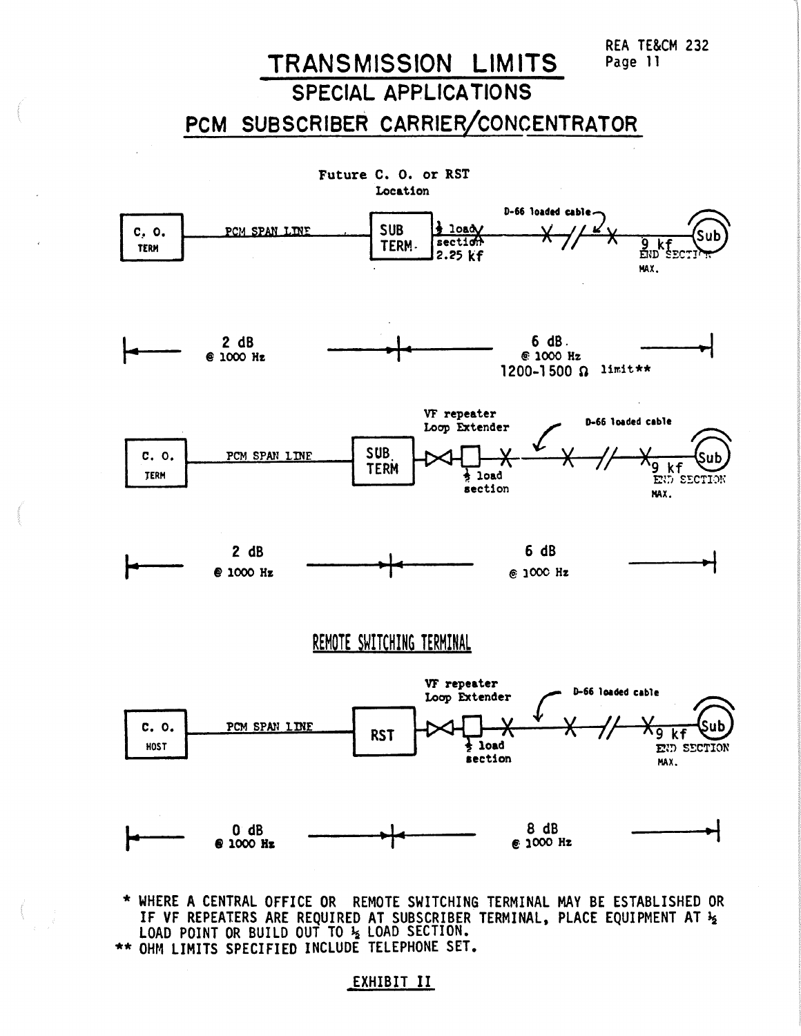# TRANSMISSION LIMITS

## SPECIAL APPLICATIONS

## PCM SUBSCRIBER CARRIER/CONCENTRATOR

Future C. O. or RST Location

C. O. TERM — PCM SPAN LINE — SUB TERM — ½ load section 2.25 kf — D-66 loaded cable — 9 kf END SECTION MAX. — Sub

2 dB @ 1000 Hz | 6 dB @ 1000 Hz 1200-1500 Ω limit**

C. O. TERM — PCM SPAN LINE — SUB TERM — VF repeater Loop Extender — ½ load section — D-66 loaded cable — 9 kf END SECTION MAX. — Sub

2 dB @ 1000 Hz | 6 dB @ 1000 Hz

## REMOTE SWITCHING TERMINAL

C. O. HOST — PCM SPAN LINE — RST — VF repeater Loop Extender — ½ load section — D-66 loaded cable — 9 kf END SECTION MAX. — Sub

0 dB @ 1000 Hz | 8 dB @ 1000 Hz

\* WHERE A CENTRAL OFFICE OR REMOTE SWITCHING TERMINAL MAY BE ESTABLISHED OR IF VF REPEATERS ARE REQUIRED AT SUBSCRIBER TERMINAL, PLACE EQUIPMENT AT ½ LOAD POINT OR BUILD OUT TO ½ LOAD SECTION.

\*\* OHM LIMITS SPECIFIED INCLUDE TELEPHONE SET.

EXHIBIT II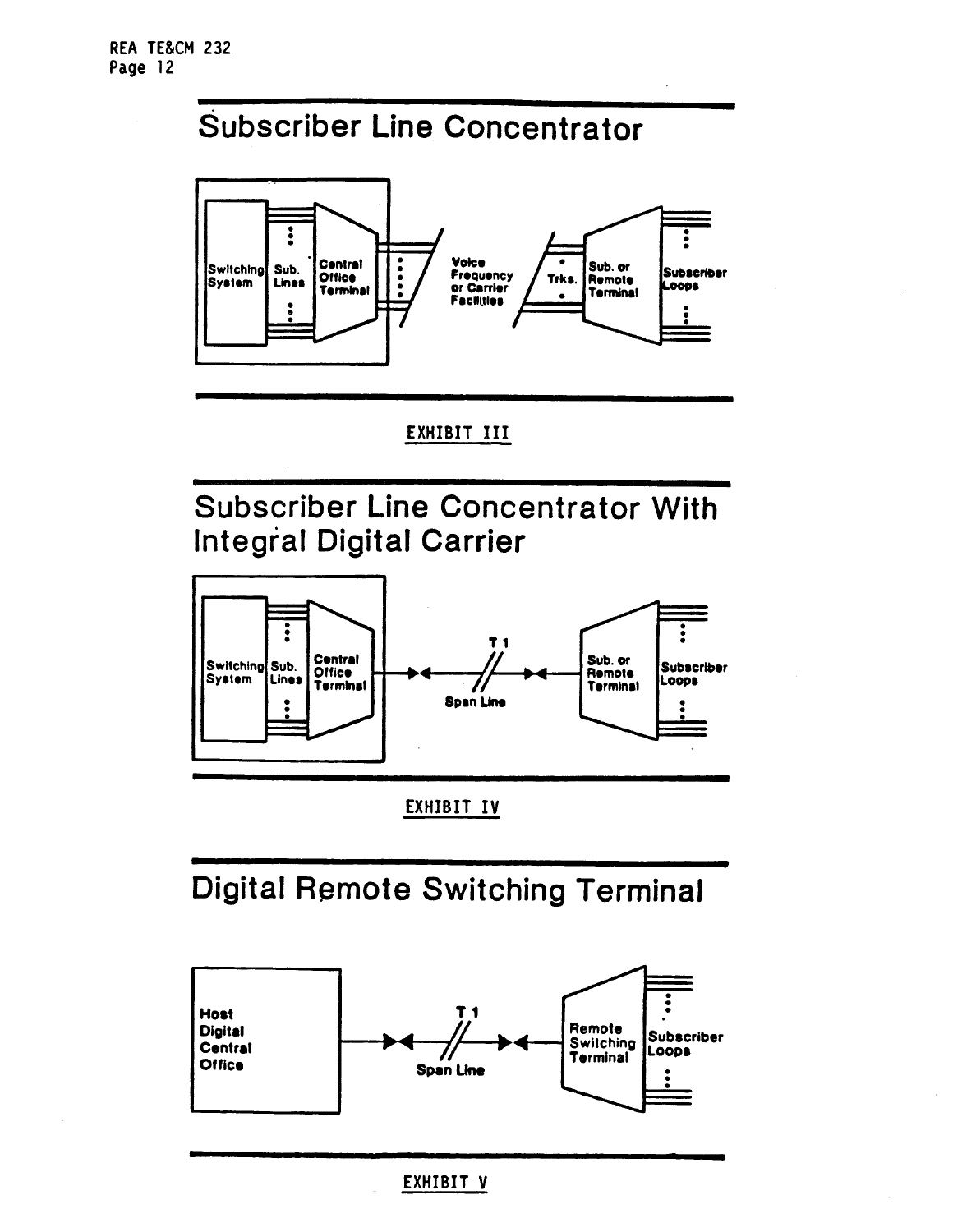# Subscriber Line Concentrator

Switching System | Sub. Lines | Central Office Terminal | Voice Frequency or Carrier Facilities | Trks. | Sub. or Remote Terminal | Subscriber Loops

EXHIBIT III

# Subscriber Line Concentrator With Integral Digital Carrier

Switching System | Sub. Lines | Central Office Terminal | T 1 | Span Line | Sub. or Remote Terminal | Subscriber Loops

EXHIBIT IV

# Digital Remote Switching Terminal

Host Digital Central Office | T 1 | Span Line | Remote Switching Terminal | Subscriber Loops

EXHIBIT V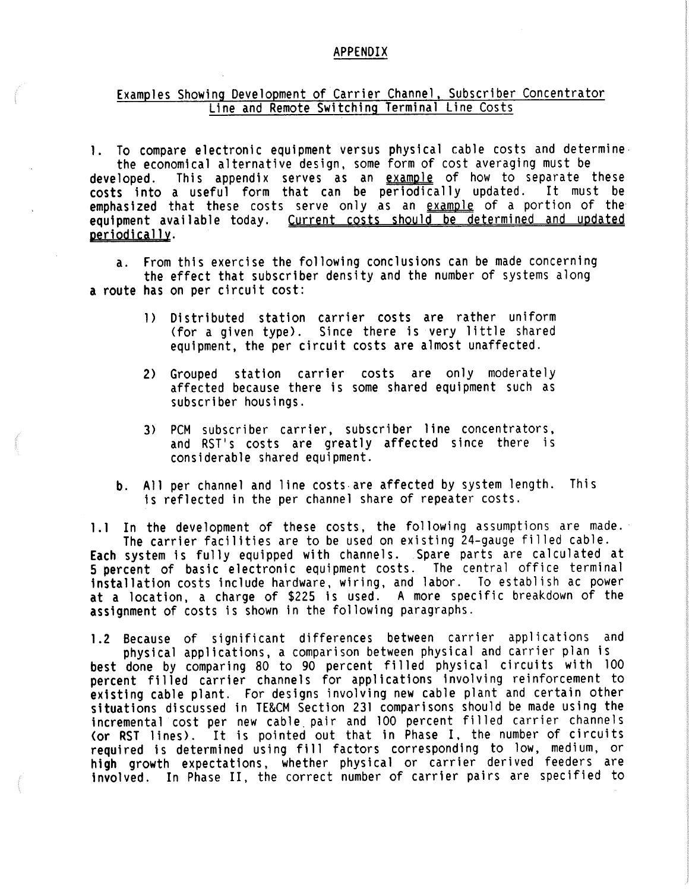# APPENDIX

## Examples Showing Development of Carrier Channel, Subscriber Concentrator Line and Remote Switching Terminal Line Costs

1. To compare electronic equipment versus physical cable costs and determine the economical alternative design, some form of cost averaging must be developed. This appendix serves as an example of how to separate these costs into a useful form that can be periodically updated. It must be emphasized that these costs serve only as an example of a portion of the equipment available today. Current costs should be determined and updated periodically.

   a. From this exercise the following conclusions can be made concerning the effect that subscriber density and the number of systems along a route has on per circuit cost:

      1) Distributed station carrier costs are rather uniform (for a given type). Since there is very little shared equipment, the per circuit costs are almost unaffected.

      2) Grouped station carrier costs are only moderately affected because there is some shared equipment such as subscriber housings.

      3) PCM subscriber carrier, subscriber line concentrators, and RST's costs are greatly affected since there is considerable shared equipment.

   b. All per channel and line costs are affected by system length. This is reflected in the per channel share of repeater costs.

1.1 In the development of these costs, the following assumptions are made. The carrier facilities are to be used on existing 24-gauge filled cable. Each system is fully equipped with channels. Spare parts are calculated at 5 percent of basic electronic equipment costs. The central office terminal installation costs include hardware, wiring, and labor. To establish ac power at a location, a charge of $225 is used. A more specific breakdown of the assignment of costs is shown in the following paragraphs.

1.2 Because of significant differences between carrier applications and physical applications, a comparison between physical and carrier plan is best done by comparing 80 to 90 percent filled physical circuits with 100 percent filled carrier channels for applications involving reinforcement to existing cable plant. For designs involving new cable plant and certain other situations discussed in TE&CM Section 231 comparisons should be made using the incremental cost per new cable pair and 100 percent filled carrier channels (or RST lines). It is pointed out that in Phase I, the number of circuits required is determined using fill factors corresponding to low, medium, or high growth expectations, whether physical or carrier derived feeders are involved. In Phase II, the correct number of carrier pairs are specified to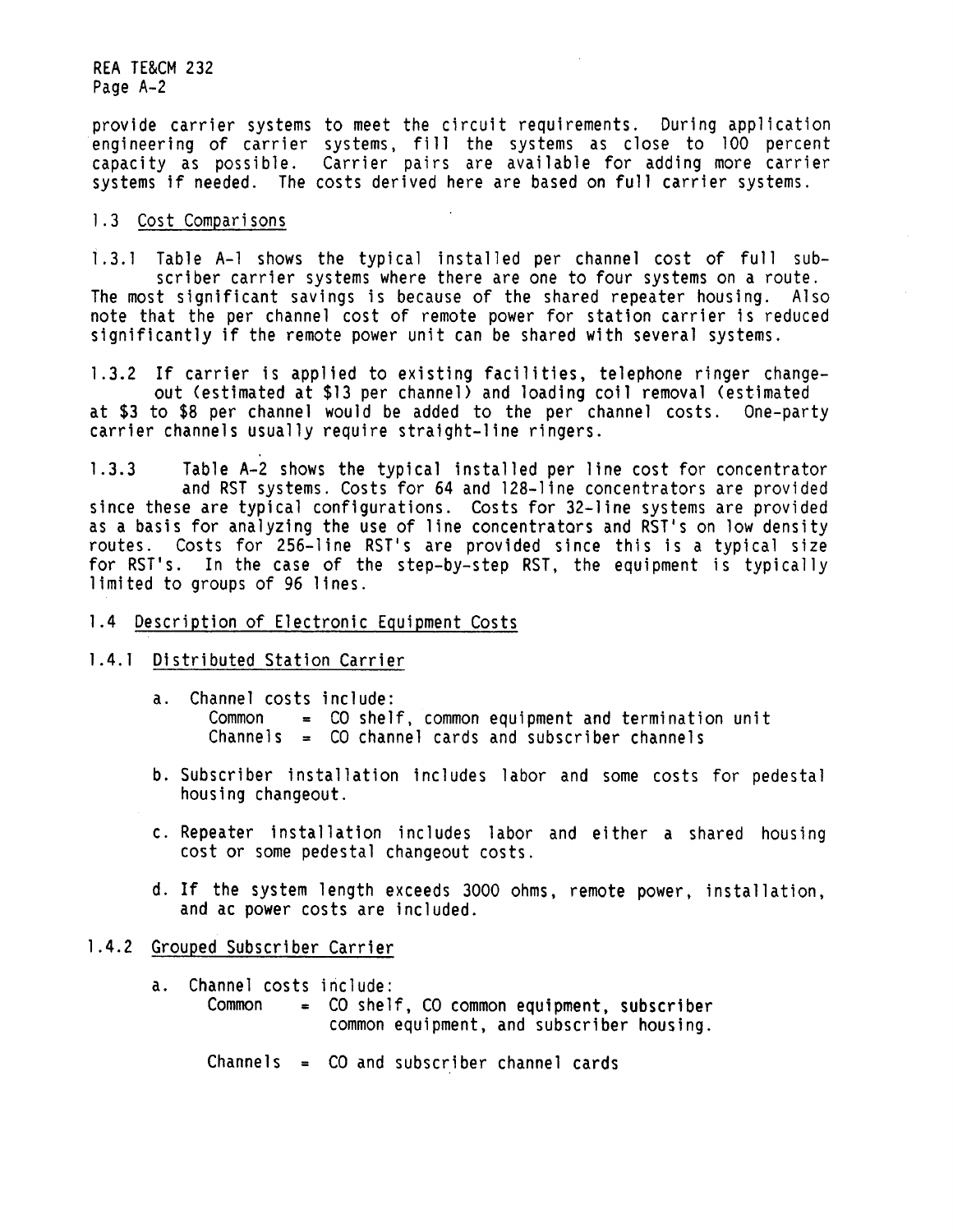provide carrier systems to meet the circuit requirements. During application engineering of carrier systems, fill the systems as close to 100 percent capacity as possible. Carrier pairs are available for adding more carrier systems if needed. The costs derived here are based on full carrier systems.

### 1.3 Cost Comparisons

1.3.1 Table A-1 shows the typical installed per channel cost of full subscriber carrier systems where there are one to four systems on a route. The most significant savings is because of the shared repeater housing. Also note that the per channel cost of remote power for station carrier is reduced significantly if the remote power unit can be shared with several systems.

1.3.2 If carrier is applied to existing facilities, telephone ringer changeout (estimated at $13 per channel) and loading coil removal (estimated at $3 to $8 per channel would be added to the per channel costs. One-party carrier channels usually require straight-line ringers.

1.3.3 Table A-2 shows the typical installed per line cost for concentrator and RST systems. Costs for 64 and 128-line concentrators are provided since these are typical configurations. Costs for 32-line systems are provided as a basis for analyzing the use of line concentrators and RST's on low density routes. Costs for 256-line RST's are provided since this is a typical size for RST's. In the case of the step-by-step RST, the equipment is typically limited to groups of 96 lines.

### 1.4 Description of Electronic Equipment Costs

#### 1.4.1 Distributed Station Carrier

a. Channel costs include:
   - Common = CO shelf, common equipment and termination unit
   - Channels = CO channel cards and subscriber channels

b. Subscriber installation includes labor and some costs for pedestal housing changeout.

c. Repeater installation includes labor and either a shared housing cost or some pedestal changeout costs.

d. If the system length exceeds 3000 ohms, remote power, installation, and ac power costs are included.

#### 1.4.2 Grouped Subscriber Carrier

a. Channel costs include:
   - Common = CO shelf, CO common equipment, subscriber common equipment, and subscriber housing.
   - Channels = CO and subscriber channel cards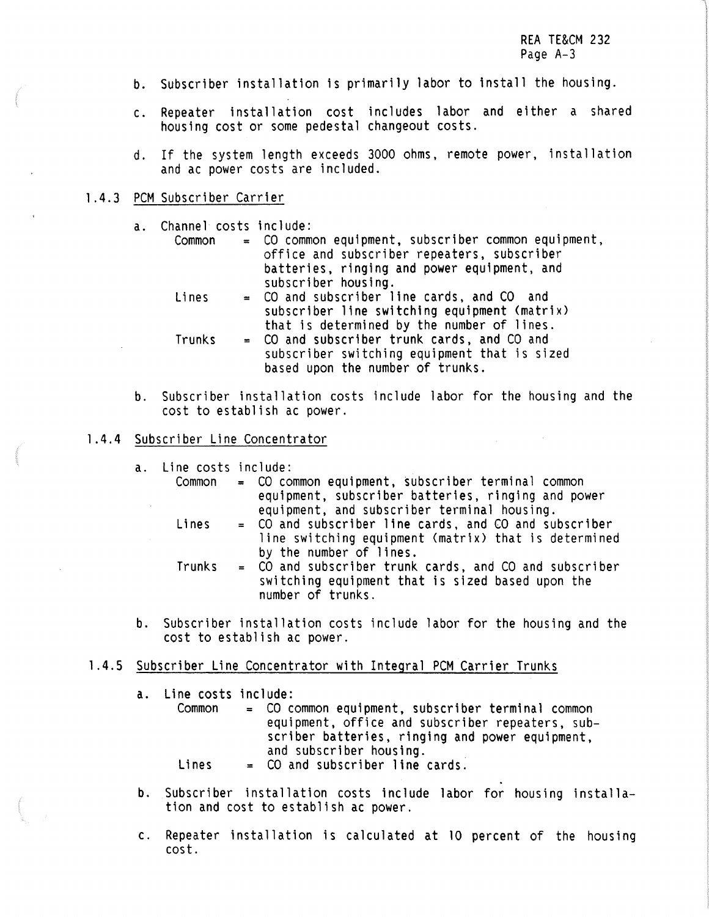b. Subscriber installation is primarily labor to install the housing.

c. Repeater installation cost includes labor and either a shared housing cost or some pedestal changeout costs.

d. If the system length exceeds 3000 ohms, remote power, installation and ac power costs are included.

### 1.4.3 PCM Subscriber Carrier

a. Channel costs include:

- Common = CO common equipment, subscriber common equipment, office and subscriber repeaters, subscriber batteries, ringing and power equipment, and subscriber housing.
- Lines = CO and subscriber line cards, and CO and subscriber line switching equipment (matrix) that is determined by the number of lines.
- Trunks = CO and subscriber trunk cards, and CO and subscriber switching equipment that is sized based upon the number of trunks.

b. Subscriber installation costs include labor for the housing and the cost to establish ac power.

### 1.4.4 Subscriber Line Concentrator

a. Line costs include:

- Common = CO common equipment, subscriber terminal common equipment, subscriber batteries, ringing and power equipment, and subscriber terminal housing.
- Lines = CO and subscriber line cards, and CO and subscriber line switching equipment (matrix) that is determined by the number of lines.
- Trunks = CO and subscriber trunk cards, and CO and subscriber switching equipment that is sized based upon the number of trunks.

b. Subscriber installation costs include labor for the housing and the cost to establish ac power.

### 1.4.5 Subscriber Line Concentrator with Integral PCM Carrier Trunks

a. Line costs include:

- Common = CO common equipment, subscriber terminal common equipment, office and subscriber repeaters, subscriber batteries, ringing and power equipment, and subscriber housing.
- Lines = CO and subscriber line cards.

b. Subscriber installation costs include labor for housing installation and cost to establish ac power.

c. Repeater installation is calculated at 10 percent of the housing cost.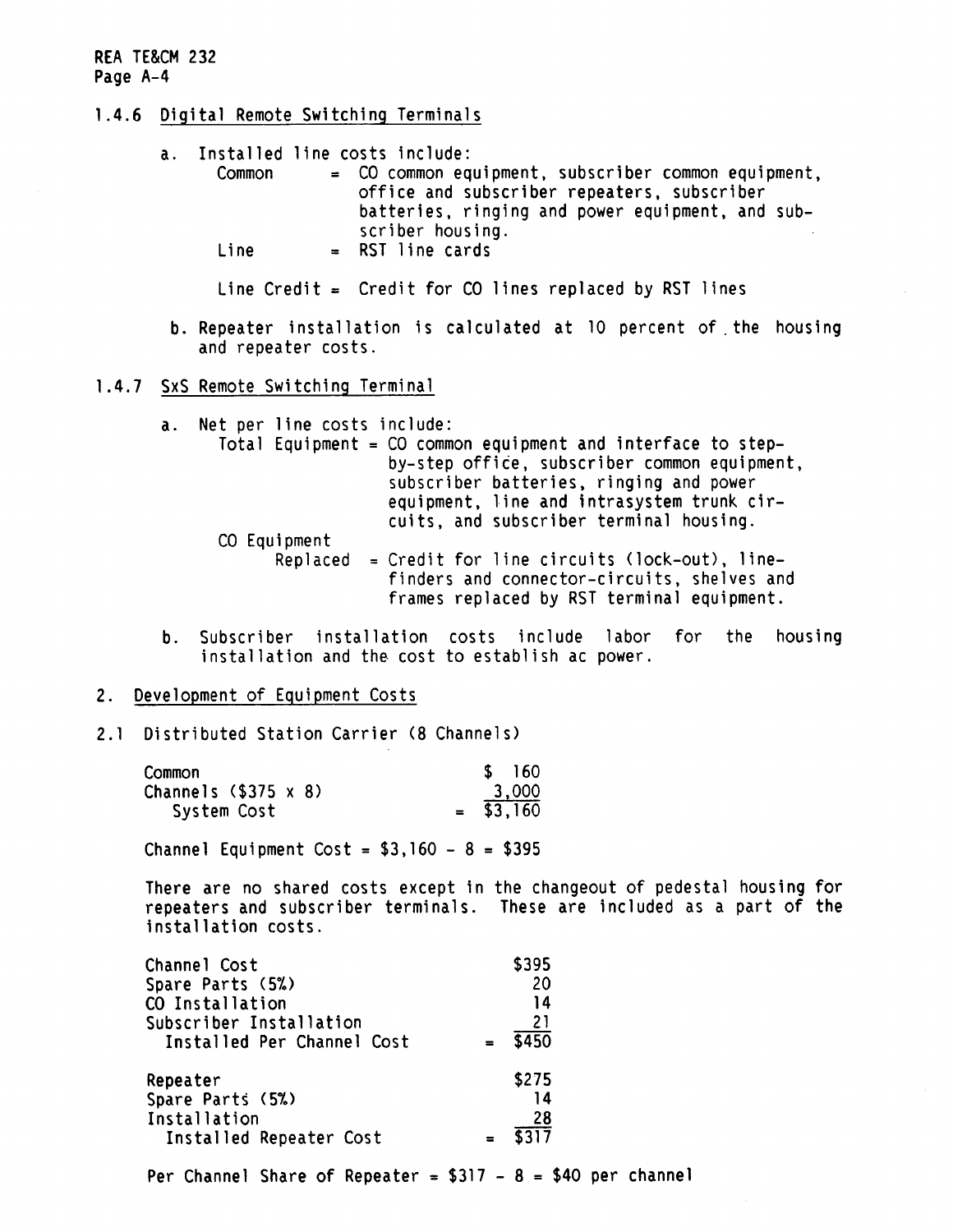#### 1.4.6 Digital Remote Switching Terminals

a. Installed line costs include:

Common = CO common equipment, subscriber common equipment, office and subscriber repeaters, subscriber batteries, ringing and power equipment, and subscriber housing.

Line = RST line cards

Line Credit = Credit for CO lines replaced by RST lines

b. Repeater installation is calculated at 10 percent of the housing and repeater costs.

#### 1.4.7 SxS Remote Switching Terminal

a. Net per line costs include:

Total Equipment = CO common equipment and interface to step-by-step office, subscriber common equipment, subscriber batteries, ringing and power equipment, line and intrasystem trunk circuits, and subscriber terminal housing.

CO Equipment Replaced = Credit for line circuits (lock-out), line-finders and connector-circuits, shelves and frames replaced by RST terminal equipment.

b. Subscriber installation costs include labor for the housing installation and the cost to establish ac power.

## 2. Development of Equipment Costs

### 2.1 Distributed Station Carrier (8 Channels)

| | | |
|---|---|---|
| Common | | $ 160 |
| Channels ($375 x 8) | | 3,000 |
| System Cost | = | $3,160 |

Channel Equipment Cost = $3,160 - 8 = $395

There are no shared costs except in the changeout of pedestal housing for repeaters and subscriber terminals. These are included as a part of the installation costs.

| | | |
|---|---|---|
| Channel Cost | | $395 |
| Spare Parts (5%) | | 20 |
| CO Installation | | 14 |
| Subscriber Installation | | 21 |
| Installed Per Channel Cost | = | $450 |

| | | |
|---|---|---|
| Repeater | | $275 |
| Spare Parts (5%) | | 14 |
| Installation | | 28 |
| Installed Repeater Cost | = | $317 |

Per Channel Share of Repeater = $317 - 8 = $40 per channel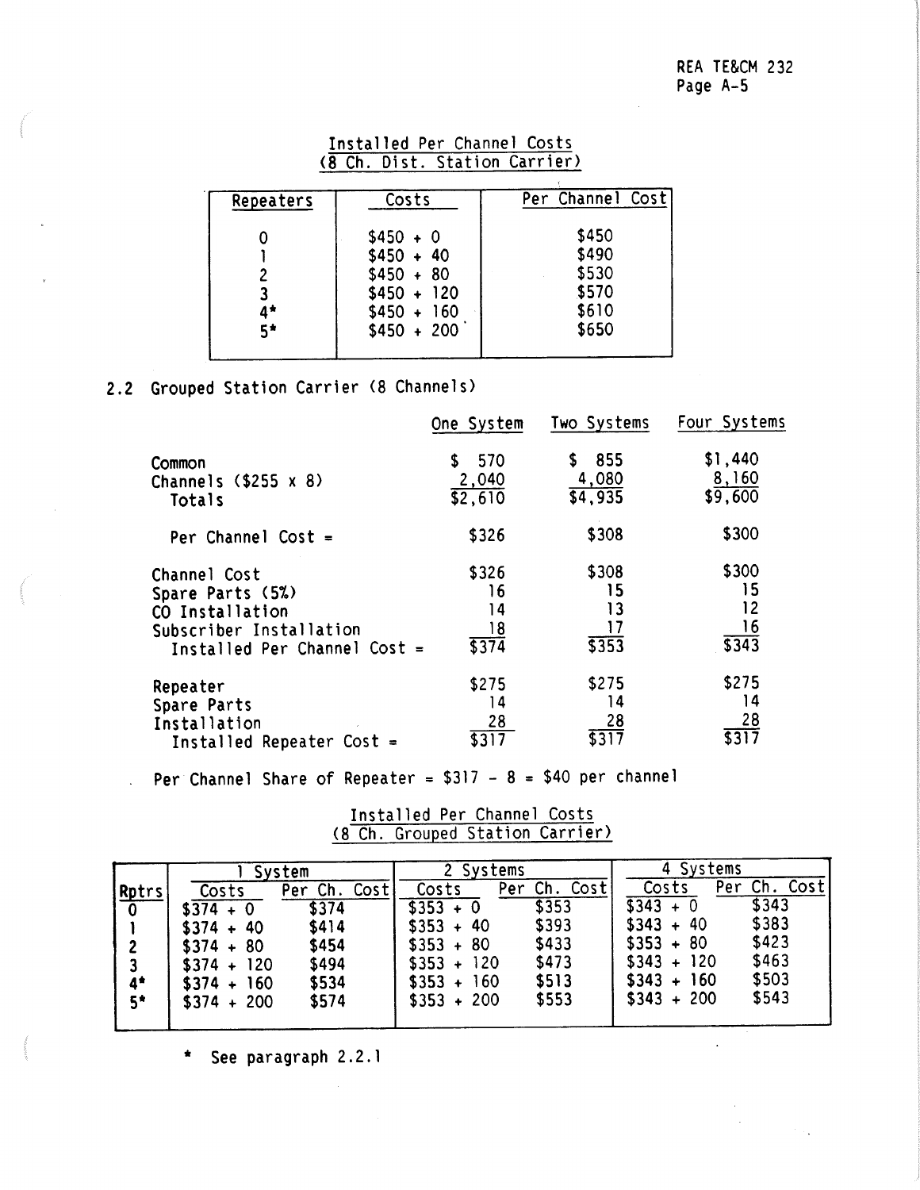Installed Per Channel Costs
(8 Ch. Dist. Station Carrier)

| Repeaters | Costs | Per Channel Cost |
|---|---|---|
| 0 | $450 + 0 | $450 |
| 1 | $450 + 40 | $490 |
| 2 | $450 + 80 | $530 |
| 3 | $450 + 120 | $570 |
| 4* | $450 + 160 | $610 |
| 5* | $450 + 200 | $650 |

## 2.2 Grouped Station Carrier (8 Channels)

| | One System | Two Systems | Four Systems |
|---|---|---|---|
| Common | $ 570 | $ 855 | $1,440 |
| Channels ($255 x 8) | 2,040 | 4,080 | 8,160 |
| Totals | $2,610 | $4,935 | $9,600 |
| Per Channel Cost = | $326 | $308 | $300 |
| Channel Cost | $326 | $308 | $300 |
| Spare Parts (5%) | 16 | 15 | 15 |
| CO Installation | 14 | 13 | 12 |
| Subscriber Installation | 18 | 17 | 16 |
| Installed Per Channel Cost = | $374 | $353 | $343 |
| Repeater | $275 | $275 | $275 |
| Spare Parts | 14 | 14 | 14 |
| Installation | 28 | 28 | 28 |
| Installed Repeater Cost = | $317 | $317 | $317 |

Per Channel Share of Repeater = $317 - 8 = $40 per channel

Installed Per Channel Costs
(8 Ch. Grouped Station Carrier)

| | 1 System | | 2 Systems | | 4 Systems | |
|---|---|---|---|---|---|---|
| Rptrs | Costs | Per Ch. Cost | Costs | Per Ch. Cost | Costs | Per Ch. Cost |
| 0 | $374 + 0 | $374 | $353 + 0 | $353 | $343 + 0 | $343 |
| 1 | $374 + 40 | $414 | $353 + 40 | $393 | $343 + 40 | $383 |
| 2 | $374 + 80 | $454 | $353 + 80 | $433 | $353 + 80 | $423 |
| 3 | $374 + 120 | $494 | $353 + 120 | $473 | $343 + 120 | $463 |
| 4* | $374 + 160 | $534 | $353 + 160 | $513 | $343 + 160 | $503 |
| 5* | $374 + 200 | $574 | $353 + 200 | $553 | $343 + 200 | $543 |

\* See paragraph 2.2.1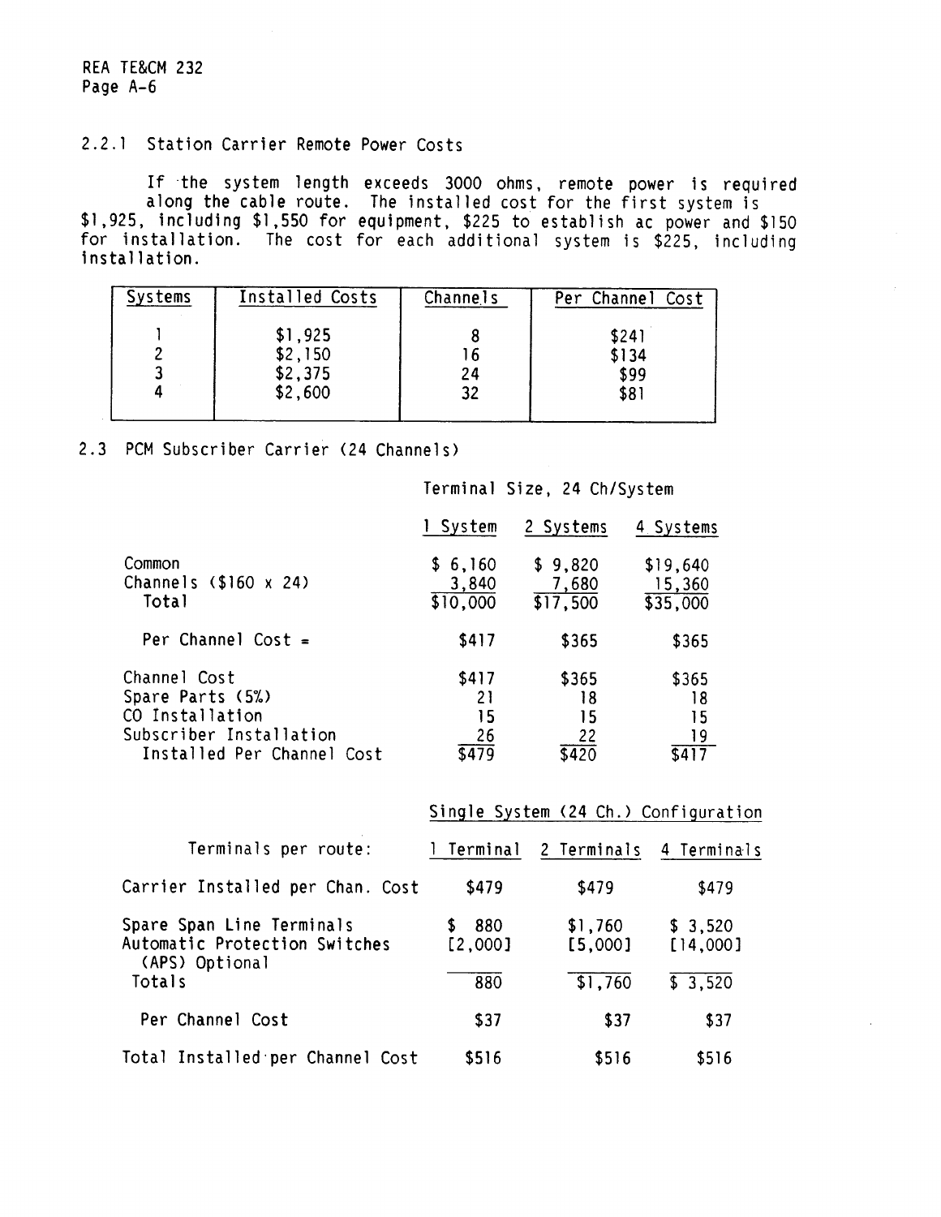### 2.2.1 Station Carrier Remote Power Costs

If the system length exceeds 3000 ohms, remote power is required along the cable route. The installed cost for the first system is $1,925, including $1,550 for equipment, $225 to establish ac power and $150 for installation. The cost for each additional system is $225, including installation.

| Systems | Installed Costs | Channels | Per Channel Cost |
|---|---|---|---|
| 1 | $1,925 | 8 | $241 |
| 2 | $2,150 | 16 | $134 |
| 3 | $2,375 | 24 | $99 |
| 4 | $2,600 | 32 | $81 |

## 2.3 PCM Subscriber Carrier (24 Channels)

| | Terminal Size, 24 Ch/System | | |
|---|---|---|---|
| | 1 System | 2 Systems | 4 Systems |
| Common | $ 6,160 | $ 9,820 | $19,640 |
| Channels ($160 x 24) | 3,840 | 7,680 | 15,360 |
| Total | $10,000 | $17,500 | $35,000 |
| Per Channel Cost = | $417 | $365 | $365 |
| Channel Cost | $417 | $365 | $365 |
| Spare Parts (5%) | 21 | 18 | 18 |
| CO Installation | 15 | 15 | 15 |
| Subscriber Installation | 26 | 22 | 19 |
| Installed Per Channel Cost | $479 | $420 | $417 |

| | Single System (24 Ch.) Configuration | | |
|---|---|---|---|
| Terminals per route: | 1 Terminal | 2 Terminals | 4 Terminals |
| Carrier Installed per Chan. Cost | $479 | $479 | $479 |
| Spare Span Line Terminals | $ 880 | $1,760 | $ 3,520 |
| Automatic Protection Switches (APS) Optional | [2,000] | [5,000] | [14,000] |
| Totals | 880 | $1,760 | $ 3,520 |
| Per Channel Cost | $37 | $37 | $37 |
| Total Installed per Channel Cost | $516 | $516 | $516 |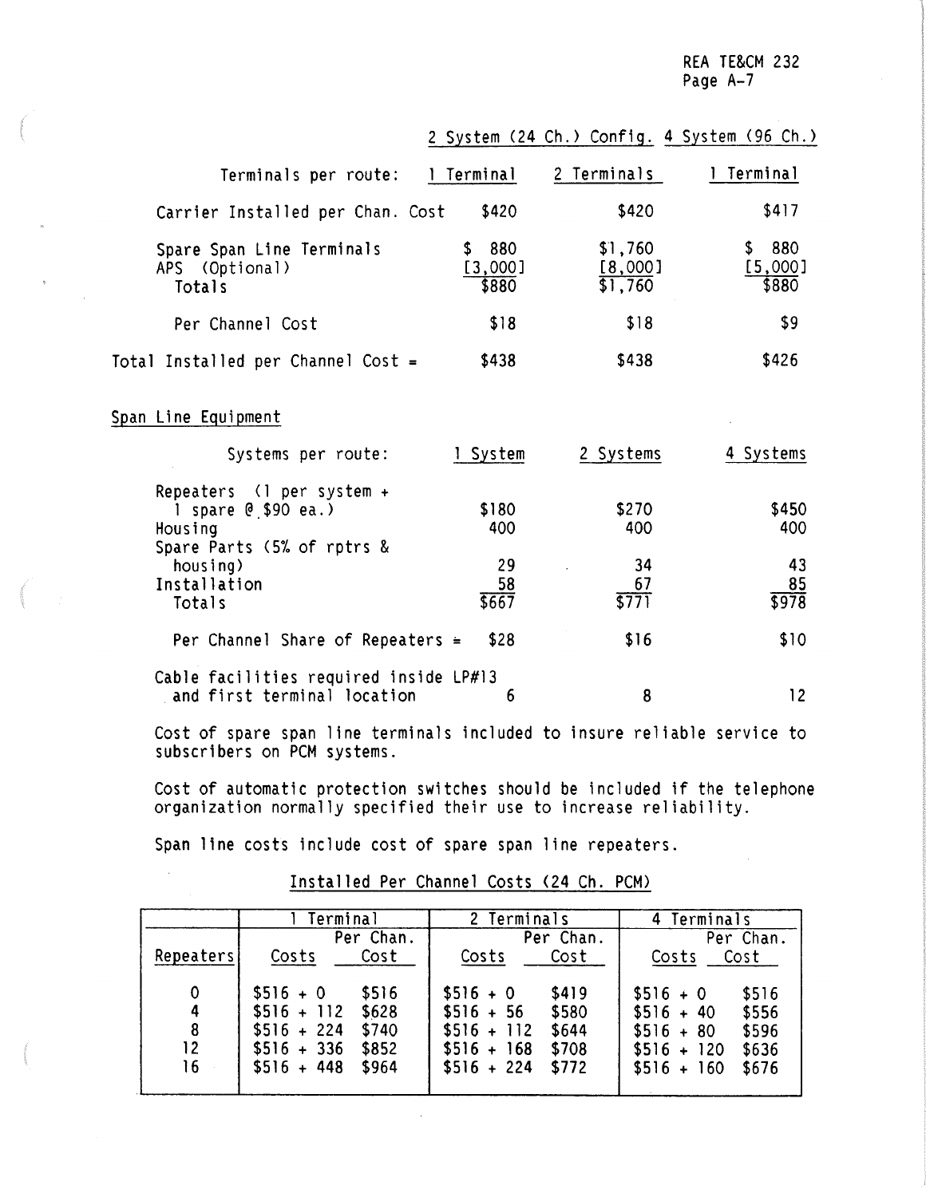| | 2 System (24 Ch.) Config. | | 4 System (96 Ch.) |
|---|---|---|---|
| Terminals per route: | 1 Terminal | 2 Terminals | 1 Terminal |
| Carrier Installed per Chan. Cost | $420 | $420 | $417 |
| Spare Span Line Terminals | $ 880 | $1,760 | $ 880 |
| APS (Optional) | [3,000] | [8,000] | [5,000] |
| Totals | $880 | $1,760 | $880 |
| Per Channel Cost | $18 | $18 | $9 |
| Total Installed per Channel Cost = | $438 | $438 | $426 |

Span Line Equipment

| Systems per route: | 1 System | 2 Systems | 4 Systems |
|---|---|---|---|
| Repeaters (1 per system + 1 spare @ $90 ea.) | $180 | $270 | $450 |
| Housing | 400 | 400 | 400 |
| Spare Parts (5% of rptrs & housing) | 29 | 34 | 43 |
| Installation | 58 | 67 | 85 |
| Totals | $667 | $771 | $978 |
| Per Channel Share of Repeaters = | $28 | $16 | $10 |
| Cable facilities required inside LP#13 and first terminal location | 6 | 8 | 12 |

Cost of spare span line terminals included to insure reliable service to subscribers on PCM systems.

Cost of automatic protection switches should be included if the telephone organization normally specified their use to increase reliability.

Span line costs include cost of spare span line repeaters.

Installed Per Channel Costs (24 Ch. PCM)

| | 1 Terminal | | 2 Terminals | | 4 Terminals | |
|---|---|---|---|---|---|---|
| Repeaters | Costs | Per Chan. Cost | Costs | Per Chan. Cost | Costs | Per Chan. Cost |
| 0 | $516 + 0 | $516 | $516 + 0 | $419 | $516 + 0 | $516 |
| 4 | $516 + 112 | $628 | $516 + 56 | $580 | $516 + 40 | $556 |
| 8 | $516 + 224 | $740 | $516 + 112 | $644 | $516 + 80 | $596 |
| 12 | $516 + 336 | $852 | $516 + 168 | $708 | $516 + 120 | $636 |
| 16 | $516 + 448 | $964 | $516 + 224 | $772 | $516 + 160 | $676 |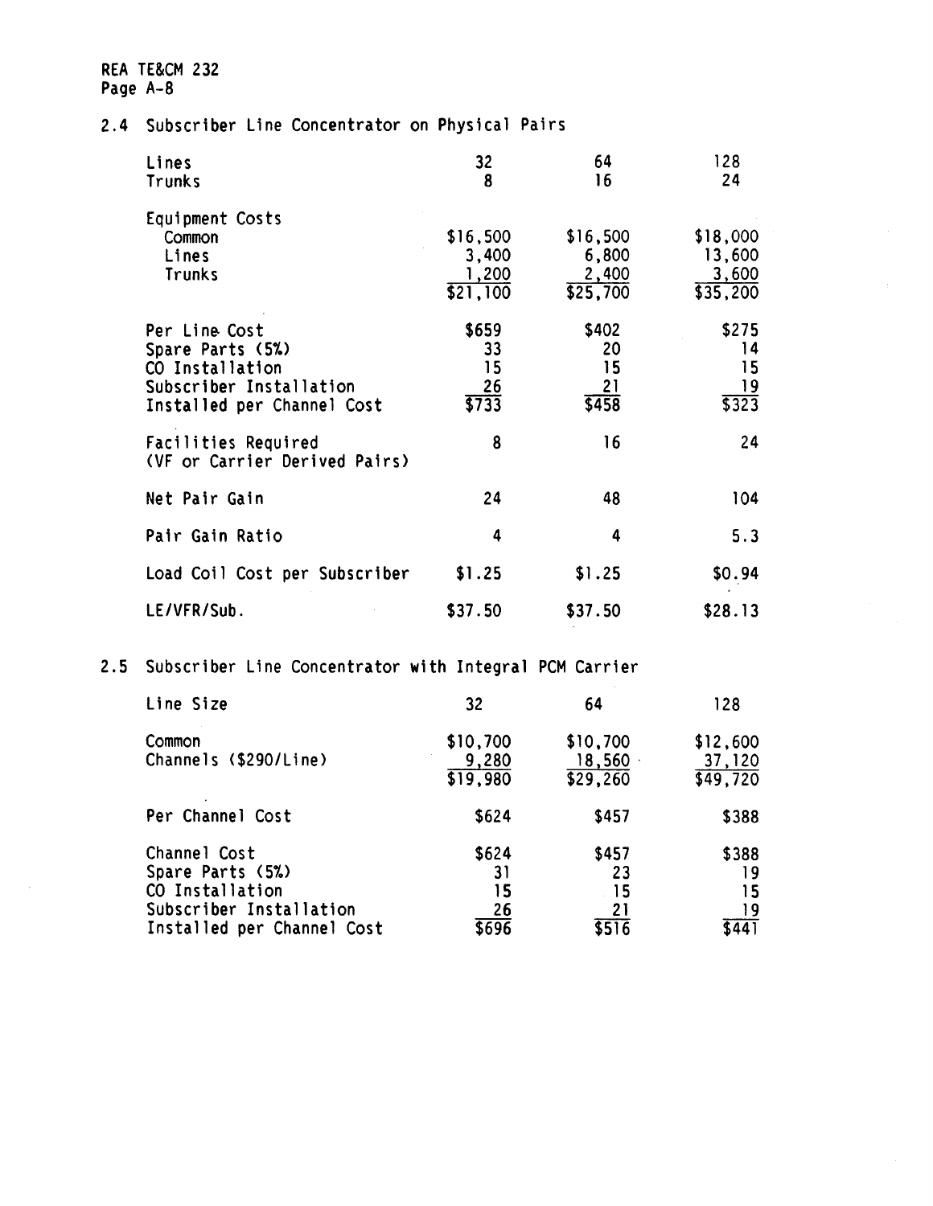## 2.4 Subscriber Line Concentrator on Physical Pairs

| | | | |
|---|---|---|---|
| Lines | 32 | 64 | 128 |
| Trunks | 8 | 16 | 24 |
| Equipment Costs | | | |
| Common | $16,500 | $16,500 | $18,000 |
| Lines | 3,400 | 6,800 | 13,600 |
| Trunks | 1,200 | 2,400 | 3,600 |
| | $21,100 | $25,700 | $35,200 |
| Per Line Cost | $659 | $402 | $275 |
| Spare Parts (5%) | 33 | 20 | 14 |
| CO Installation | 15 | 15 | 15 |
| Subscriber Installation | 26 | 21 | 19 |
| Installed per Channel Cost | $733 | $458 | $323 |
| Facilities Required (VF or Carrier Derived Pairs) | 8 | 16 | 24 |
| Net Pair Gain | 24 | 48 | 104 |
| Pair Gain Ratio | 4 | 4 | 5.3 |
| Load Coil Cost per Subscriber | $1.25 | $1.25 | $0.94 |
| LE/VFR/Sub. | $37.50 | $37.50 | $28.13 |

## 2.5 Subscriber Line Concentrator with Integral PCM Carrier

| | | | |
|---|---|---|---|
| Line Size | 32 | 64 | 128 |
| Common | $10,700 | $10,700 | $12,600 |
| Channels ($290/Line) | 9,280 | 18,560 | 37,120 |
| | $19,980 | $29,260 | $49,720 |
| Per Channel Cost | $624 | $457 | $388 |
| Channel Cost | $624 | $457 | $388 |
| Spare Parts (5%) | 31 | 23 | 19 |
| CO Installation | 15 | 15 | 15 |
| Subscriber Installation | 26 | 21 | 19 |
| Installed per Channel Cost | $696 | $516 | $441 |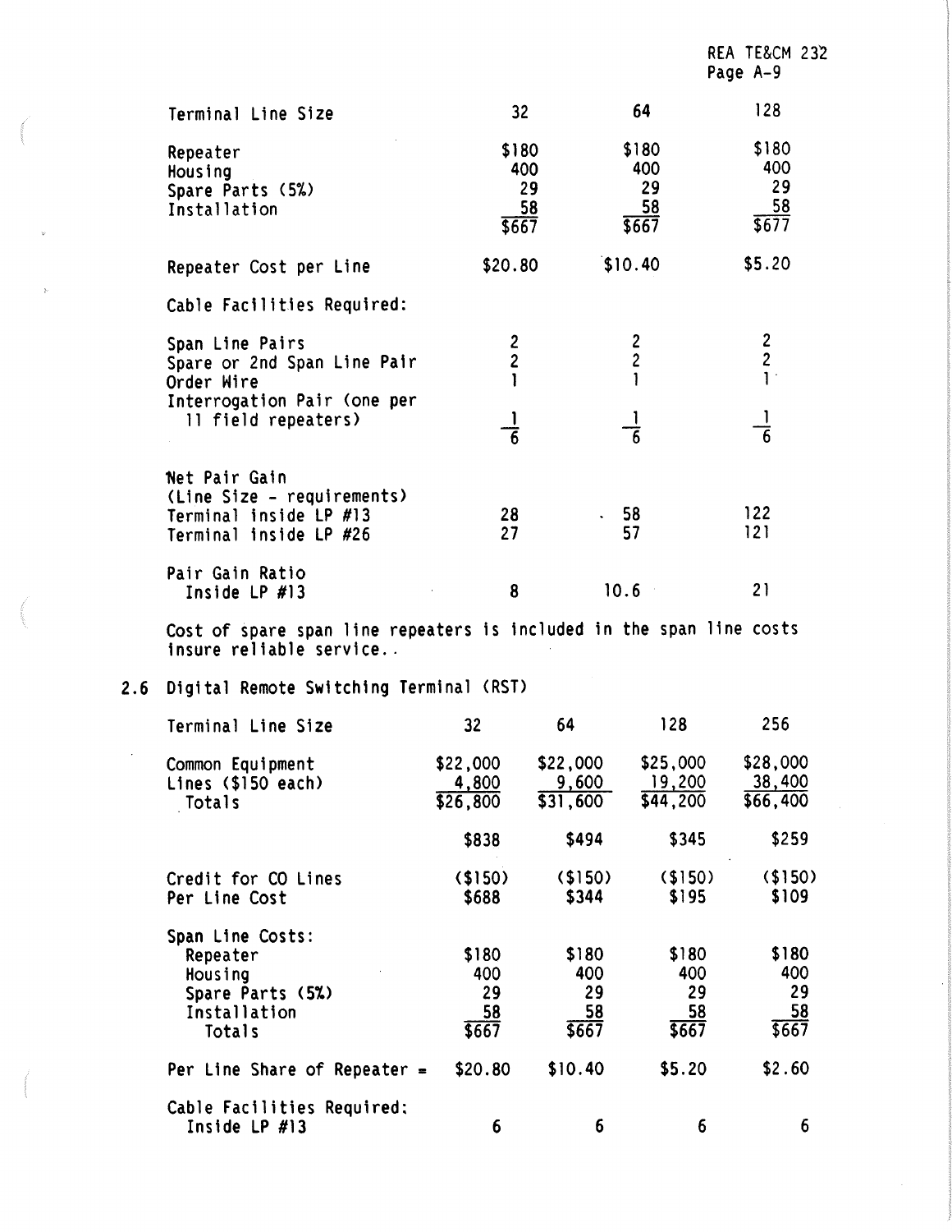| Terminal Line Size | 32 | 64 | 128 |
|---|---|---|---|
| Repeater | $180 | $180 | $180 |
| Housing | 400 | 400 | 400 |
| Spare Parts (5%) | 29 | 29 | 29 |
| Installation | 58 | 58 | 58 |
| | $667 | $667 | $677 |
| Repeater Cost per Line | $20.80 | $10.40 | $5.20 |
| Cable Facilities Required: | | | |
| Span Line Pairs | 2 | 2 | 2 |
| Spare or 2nd Span Line Pair | 2 | 2 | 2 |
| Order Wire | 1 | 1 | 1 |
| Interrogation Pair (one per 11 field repeaters) | 1/6 | 1/6 | 1/6 |
| Net Pair Gain (Line Size - requirements) | | | |
| Terminal inside LP #13 | 28 | 58 | 122 |
| Terminal inside LP #26 | 27 | 57 | 121 |
| Pair Gain Ratio Inside LP #13 | 8 | 10.6 | 21 |

Cost of spare span line repeaters is included in the span line costs insure reliable service..

## 2.6 Digital Remote Switching Terminal (RST)

| Terminal Line Size | 32 | 64 | 128 | 256 |
|---|---|---|---|---|
| Common Equipment | $22,000 | $22,000 | $25,000 | $28,000 |
| Lines ($150 each) | 4,800 | 9,600 | 19,200 | 38,400 |
| Totals | $26,800 | $31,600 | $44,200 | $66,400 |
| | $838 | $494 | $345 | $259 |
| Credit for CO Lines | ($150) | ($150) | ($150) | ($150) |
| Per Line Cost | $688 | $344 | $195 | $109 |
| Span Line Costs: | | | | |
| Repeater | $180 | $180 | $180 | $180 |
| Housing | 400 | 400 | 400 | 400 |
| Spare Parts (5%) | 29 | 29 | 29 | 29 |
| Installation | 58 | 58 | 58 | 58 |
| Totals | $667 | $667 | $667 | $667 |
| Per Line Share of Repeater = | $20.80 | $10.40 | $5.20 | $2.60 |
| Cable Facilities Required: Inside LP #13 | 6 | 6 | 6 | 6 |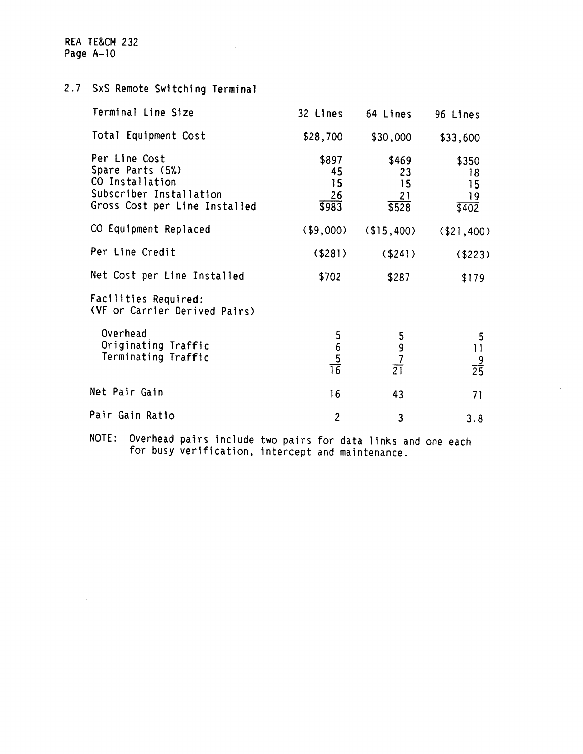## 2.7 SxS Remote Switching Terminal

| Terminal Line Size | 32 Lines | 64 Lines | 96 Lines |
|---|---|---|---|
| Total Equipment Cost | $28,700 | $30,000 | $33,600 |
| Per Line Cost | $897 | $469 | $350 |
| Spare Parts (5%) | 45 | 23 | 18 |
| CO Installation | 15 | 15 | 15 |
| Subscriber Installation | 26 | 21 | 19 |
| Gross Cost per Line Installed | $983 | $528 | $402 |
| CO Equipment Replaced | ($9,000) | ($15,400) | ($21,400) |
| Per Line Credit | ($281) | ($241) | ($223) |
| Net Cost per Line Installed | $702 | $287 | $179 |
| Facilities Required: (VF or Carrier Derived Pairs) | | | |
| Overhead | 5 | 5 | 5 |
| Originating Traffic | 6 | 9 | 11 |
| Terminating Traffic | 5 | 7 | 9 |
| | 16 | 21 | 25 |
| Net Pair Gain | 16 | 43 | 71 |
| Pair Gain Ratio | 2 | 3 | 3.8 |

NOTE: Overhead pairs include two pairs for data links and one each for busy verification, intercept and maintenance.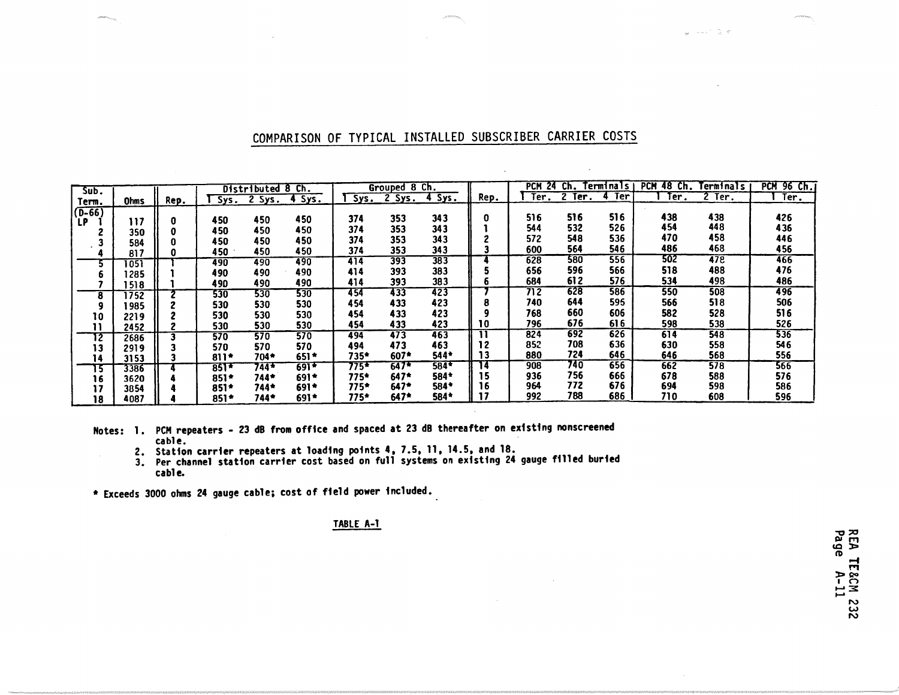# COMPARISON OF TYPICAL INSTALLED SUBSCRIBER CARRIER COSTS

| Sub. Term. | Ohms | Rep. | Distributed 8 Ch. | | | Grouped 8 Ch. | | | Rep. | PCM 24 Ch. Terminals | | | PCM 48 Ch. Terminals | | PCM 96 Ch. |
|---|---|---|---|---|---|---|---|---|---|---|---|---|---|---|---|
| | | | 1 Sys. | 2 Sys. | 4 Sys. | 1 Sys. | 2 Sys. | 4 Sys. | | 1 Ter. | 2 Ter. | 4 Ter | 1 Ter. | 2 Ter. | 1 Ter. |
| (D-66) LP 1 | 117 | 0 | 450 | 450 | 450 | 374 | 353 | 343 | 0 | 516 | 516 | 516 | 438 | 438 | 426 |
| 2 | 350 | 0 | 450 | 450 | 450 | 374 | 353 | 343 | 1 | 544 | 532 | 526 | 454 | 448 | 436 |
| 3 | 584 | 0 | 450 | 450 | 450 | 374 | 353 | 343 | 2 | 572 | 548 | 536 | 470 | 458 | 446 |
| 4 | 817 | 0 | 450 | 450 | 450 | 374 | 353 | 343 | 3 | 600 | 564 | 546 | 486 | 468 | 456 |
| 5 | 1051 | 1 | 490 | 490 | 490 | 414 | 393 | 383 | 4 | 628 | 580 | 556 | 502 | 478 | 466 |
| 6 | 1285 | 1 | 490 | 490 | 490 | 414 | 393 | 383 | 5 | 656 | 596 | 566 | 518 | 488 | 476 |
| 7 | 1518 | 1 | 490 | 490 | 490 | 414 | 393 | 383 | 6 | 684 | 612 | 576 | 534 | 498 | 486 |
| 8 | 1752 | 2 | 530 | 530 | 530 | 454 | 433 | 423 | 7 | 712 | 628 | 586 | 550 | 508 | 496 |
| 9 | 1985 | 2 | 530 | 530 | 530 | 454 | 433 | 423 | 8 | 740 | 644 | 595 | 566 | 518 | 506 |
| 10 | 2219 | 2 | 530 | 530 | 530 | 454 | 433 | 423 | 9 | 768 | 660 | 606 | 582 | 528 | 516 |
| 11 | 2452 | 2 | 530 | 530 | 530 | 454 | 433 | 423 | 10 | 796 | 676 | 616 | 598 | 538 | 526 |
| 12 | 2686 | 3 | 570 | 570 | 570 | 494 | 473 | 463 | 11 | 824 | 692 | 626 | 614 | 548 | 536 |
| 13 | 2919 | 3 | 570 | 570 | 570 | 494 | 473 | 463 | 12 | 852 | 708 | 636 | 630 | 558 | 546 |
| 14 | 3153 | 3 | 811* | 704* | 651* | 735* | 607* | 544* | 13 | 880 | 724 | 646 | 646 | 568 | 556 |
| 15 | 3386 | 4 | 851* | 744* | 691* | 775* | 647* | 584* | 14 | 908 | 740 | 656 | 662 | 578 | 566 |
| 16 | 3620 | 4 | 851* | 744* | 691* | 775* | 647* | 584* | 15 | 936 | 756 | 666 | 678 | 588 | 576 |
| 17 | 3854 | 4 | 851* | 744* | 691* | 775* | 647* | 584* | 16 | 964 | 772 | 676 | 694 | 598 | 586 |
| 18 | 4087 | 4 | 851* | 744* | 691* | 775* | 647* | 584* | 17 | 992 | 788 | 686 | 710 | 608 | 596 |

Notes:
1. PCM repeaters - 23 dB from office and spaced at 23 dB thereafter on existing nonscreened cable.
2. Station carrier repeaters at loading points 4, 7.5, 11, 14.5, and 18.
3. Per channel station carrier cost based on full systems on existing 24 gauge filled buried cable.

\* Exceeds 3000 ohms 24 gauge cable; cost of field power included.

TABLE A-1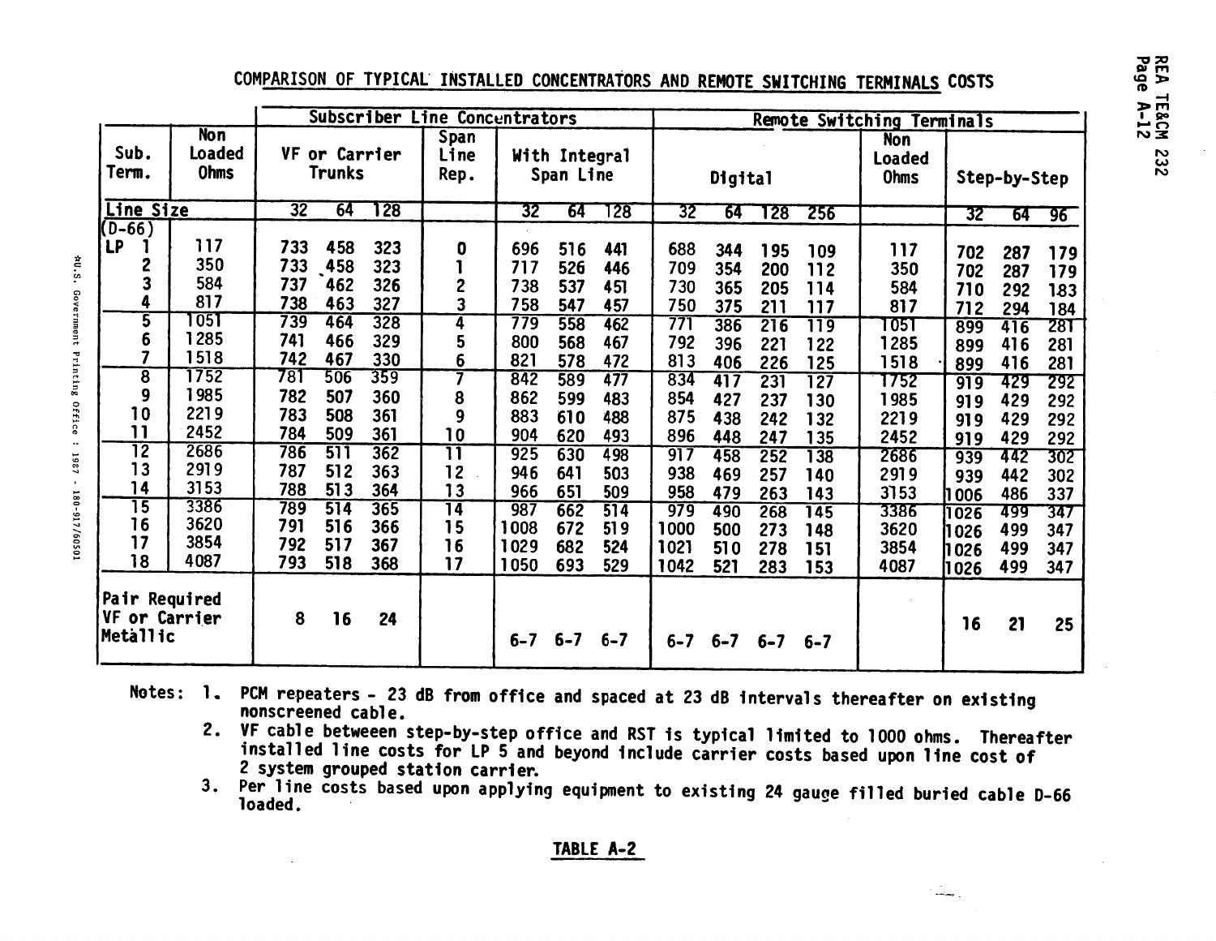## COMPARISON OF TYPICAL INSTALLED CONCENTRATORS AND REMOTE SWITCHING TERMINALS COSTS

| | | Subscriber Line Concentrators | | | | | | | Remote Switching Terminals | | | | | | | |
|---|---|---|---|---|---|---|---|---|---|---|---|---|---|---|---|---|
| Sub. Term. | Non Loaded Ohms | VF or Carrier Trunks | | | Span Line Rep. | With Integral Span Line | | | Digital | | | | Non Loaded Ohms | Step-by-Step | | |
| Line Size | | 32 | 64 | 128 | | 32 | 64 | 128 | 32 | 64 | 128 | 256 | | 32 | 64 | 96 |
| (D-66) LP 1 | 117 | 733 | 458 | 323 | 0 | 696 | 516 | 441 | 688 | 344 | 195 | 109 | 117 | 702 | 287 | 179 |
| 2 | 350 | 733 | 458 | 323 | 1 | 717 | 526 | 446 | 709 | 354 | 200 | 112 | 350 | 702 | 287 | 179 |
| 3 | 584 | 737 | 462 | 326 | 2 | 738 | 537 | 451 | 730 | 365 | 205 | 114 | 584 | 710 | 292 | 183 |
| 4 | 817 | 738 | 463 | 327 | 3 | 758 | 547 | 457 | 750 | 375 | 211 | 117 | 817 | 712 | 294 | 184 |
| 5 | 1051 | 739 | 464 | 328 | 4 | 779 | 558 | 462 | 771 | 386 | 216 | 119 | 1051 | 899 | 416 | 281 |
| 6 | 1285 | 741 | 466 | 329 | 5 | 800 | 568 | 467 | 792 | 396 | 221 | 122 | 1285 | 899 | 416 | 281 |
| 7 | 1518 | 742 | 467 | 330 | 6 | 821 | 578 | 472 | 813 | 406 | 226 | 125 | 1518 | 899 | 416 | 281 |
| 8 | 1752 | 781 | 506 | 359 | 7 | 842 | 589 | 477 | 834 | 417 | 231 | 127 | 1752 | 919 | 429 | 292 |
| 9 | 1985 | 782 | 507 | 360 | 8 | 862 | 599 | 483 | 854 | 427 | 237 | 130 | 1985 | 919 | 429 | 292 |
| 10 | 2219 | 783 | 508 | 361 | 9 | 883 | 610 | 488 | 875 | 438 | 242 | 132 | 2219 | 919 | 429 | 292 |
| 11 | 2452 | 784 | 509 | 361 | 10 | 904 | 620 | 493 | 896 | 448 | 247 | 135 | 2452 | 919 | 429 | 292 |
| 12 | 2686 | 786 | 511 | 362 | 11 | 925 | 630 | 498 | 917 | 458 | 252 | 138 | 2686 | 939 | 442 | 302 |
| 13 | 2919 | 787 | 512 | 363 | 12 | 946 | 641 | 503 | 938 | 469 | 257 | 140 | 2919 | 939 | 442 | 302 |
| 14 | 3153 | 788 | 513 | 364 | 13 | 966 | 651 | 509 | 958 | 479 | 263 | 143 | 3153 | 1006 | 486 | 337 |
| 15 | 3386 | 789 | 514 | 365 | 14 | 987 | 662 | 514 | 979 | 490 | 268 | 145 | 3386 | 1026 | 499 | 347 |
| 16 | 3620 | 791 | 516 | 366 | 15 | 1008 | 672 | 519 | 1000 | 500 | 273 | 148 | 3620 | 1026 | 499 | 347 |
| 17 | 3854 | 792 | 517 | 367 | 16 | 1029 | 682 | 524 | 1021 | 510 | 278 | 151 | 3854 | 1026 | 499 | 347 |
| 18 | 4087 | 793 | 518 | 368 | 17 | 1050 | 693 | 529 | 1042 | 521 | 283 | 153 | 4087 | 1026 | 499 | 347 |
| Pair Required VF or Carrier Metallic | | 8 | 16 | 24 | | 6-7 | 6-7 | 6-7 | 6-7 | 6-7 | 6-7 | 6-7 | | 16 | 21 | 25 |

Notes:
1. PCM repeaters - 23 dB from office and spaced at 23 dB intervals thereafter on existing nonscreened cable.
2. VF cable betweeen step-by-step office and RST is typical limited to 1000 ohms. Thereafter installed line costs for LP 5 and beyond include carrier costs based upon line cost of 2 system grouped station carrier.
3. Per line costs based upon applying equipment to existing 24 gauge filled buried cable D-66 loaded.

**TABLE A-2**